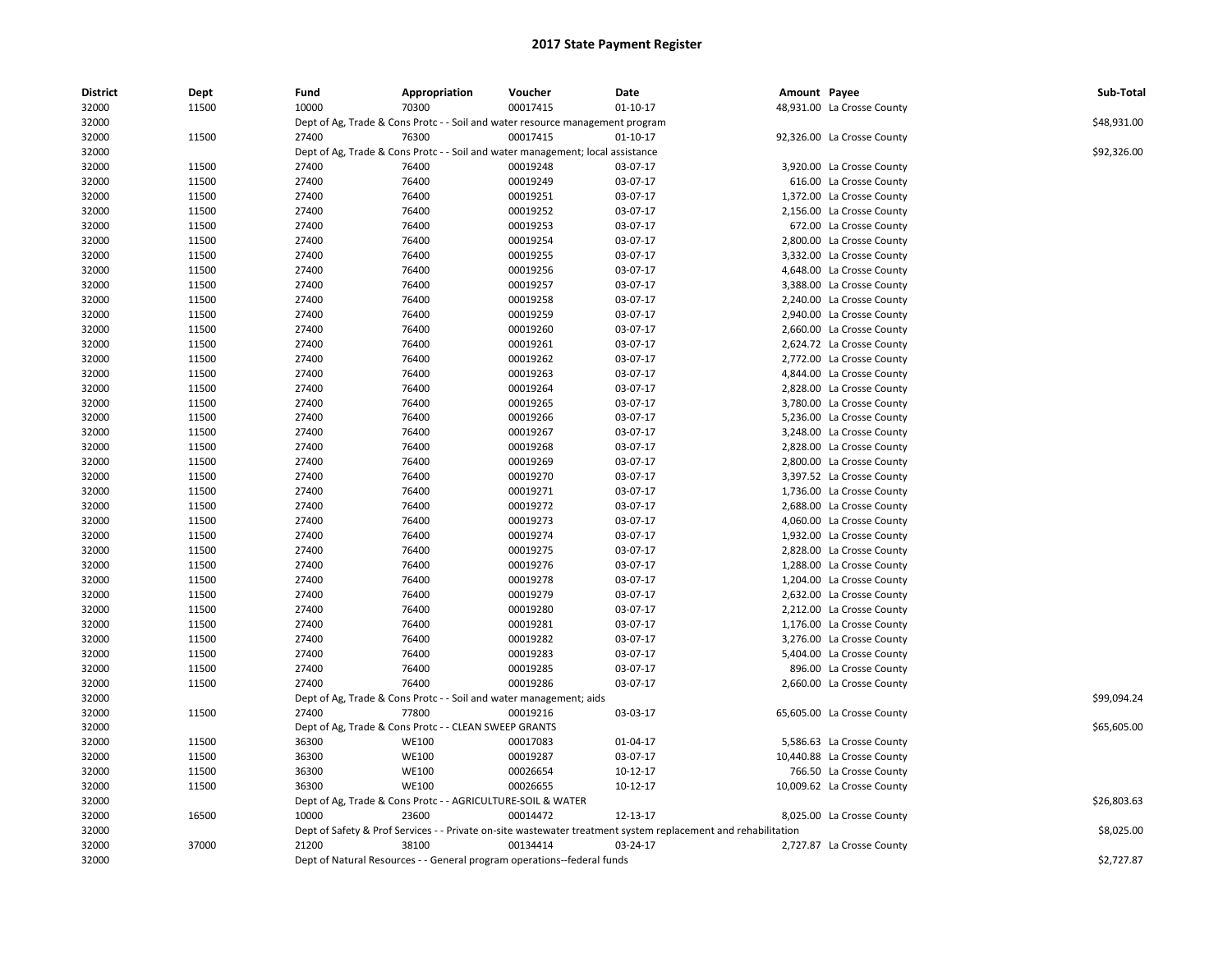# 2017 State Payment Register

| District | Dept | Fund | Appropriation | Voucher | Date | Amount | Payee | Sub-Total |
|---|---|---|---|---|---|---|---|---|
| 32000 | 11500 | 10000 | 70300 | 00017415 | 01-10-17 | 48,931.00 | La Crosse County | |
| 32000 | | Dept of Ag, Trade & Cons Protc - - Soil and water resource management program | | | | | | $48,931.00 |
| 32000 | 11500 | 27400 | 76300 | 00017415 | 01-10-17 | 92,326.00 | La Crosse County | |
| 32000 | | Dept of Ag, Trade & Cons Protc - - Soil and water management; local assistance | | | | | | $92,326.00 |
| 32000 | 11500 | 27400 | 76400 | 00019248 | 03-07-17 | 3,920.00 | La Crosse County | |
| 32000 | 11500 | 27400 | 76400 | 00019249 | 03-07-17 | 616.00 | La Crosse County | |
| 32000 | 11500 | 27400 | 76400 | 00019251 | 03-07-17 | 1,372.00 | La Crosse County | |
| 32000 | 11500 | 27400 | 76400 | 00019252 | 03-07-17 | 2,156.00 | La Crosse County | |
| 32000 | 11500 | 27400 | 76400 | 00019253 | 03-07-17 | 672.00 | La Crosse County | |
| 32000 | 11500 | 27400 | 76400 | 00019254 | 03-07-17 | 2,800.00 | La Crosse County | |
| 32000 | 11500 | 27400 | 76400 | 00019255 | 03-07-17 | 3,332.00 | La Crosse County | |
| 32000 | 11500 | 27400 | 76400 | 00019256 | 03-07-17 | 4,648.00 | La Crosse County | |
| 32000 | 11500 | 27400 | 76400 | 00019257 | 03-07-17 | 3,388.00 | La Crosse County | |
| 32000 | 11500 | 27400 | 76400 | 00019258 | 03-07-17 | 2,240.00 | La Crosse County | |
| 32000 | 11500 | 27400 | 76400 | 00019259 | 03-07-17 | 2,940.00 | La Crosse County | |
| 32000 | 11500 | 27400 | 76400 | 00019260 | 03-07-17 | 2,660.00 | La Crosse County | |
| 32000 | 11500 | 27400 | 76400 | 00019261 | 03-07-17 | 2,624.72 | La Crosse County | |
| 32000 | 11500 | 27400 | 76400 | 00019262 | 03-07-17 | 2,772.00 | La Crosse County | |
| 32000 | 11500 | 27400 | 76400 | 00019263 | 03-07-17 | 4,844.00 | La Crosse County | |
| 32000 | 11500 | 27400 | 76400 | 00019264 | 03-07-17 | 2,828.00 | La Crosse County | |
| 32000 | 11500 | 27400 | 76400 | 00019265 | 03-07-17 | 3,780.00 | La Crosse County | |
| 32000 | 11500 | 27400 | 76400 | 00019266 | 03-07-17 | 5,236.00 | La Crosse County | |
| 32000 | 11500 | 27400 | 76400 | 00019267 | 03-07-17 | 3,248.00 | La Crosse County | |
| 32000 | 11500 | 27400 | 76400 | 00019268 | 03-07-17 | 2,828.00 | La Crosse County | |
| 32000 | 11500 | 27400 | 76400 | 00019269 | 03-07-17 | 2,800.00 | La Crosse County | |
| 32000 | 11500 | 27400 | 76400 | 00019270 | 03-07-17 | 3,397.52 | La Crosse County | |
| 32000 | 11500 | 27400 | 76400 | 00019271 | 03-07-17 | 1,736.00 | La Crosse County | |
| 32000 | 11500 | 27400 | 76400 | 00019272 | 03-07-17 | 2,688.00 | La Crosse County | |
| 32000 | 11500 | 27400 | 76400 | 00019273 | 03-07-17 | 4,060.00 | La Crosse County | |
| 32000 | 11500 | 27400 | 76400 | 00019274 | 03-07-17 | 1,932.00 | La Crosse County | |
| 32000 | 11500 | 27400 | 76400 | 00019275 | 03-07-17 | 2,828.00 | La Crosse County | |
| 32000 | 11500 | 27400 | 76400 | 00019276 | 03-07-17 | 1,288.00 | La Crosse County | |
| 32000 | 11500 | 27400 | 76400 | 00019278 | 03-07-17 | 1,204.00 | La Crosse County | |
| 32000 | 11500 | 27400 | 76400 | 00019279 | 03-07-17 | 2,632.00 | La Crosse County | |
| 32000 | 11500 | 27400 | 76400 | 00019280 | 03-07-17 | 2,212.00 | La Crosse County | |
| 32000 | 11500 | 27400 | 76400 | 00019281 | 03-07-17 | 1,176.00 | La Crosse County | |
| 32000 | 11500 | 27400 | 76400 | 00019282 | 03-07-17 | 3,276.00 | La Crosse County | |
| 32000 | 11500 | 27400 | 76400 | 00019283 | 03-07-17 | 5,404.00 | La Crosse County | |
| 32000 | 11500 | 27400 | 76400 | 00019285 | 03-07-17 | 896.00 | La Crosse County | |
| 32000 | 11500 | 27400 | 76400 | 00019286 | 03-07-17 | 2,660.00 | La Crosse County | |
| 32000 | | Dept of Ag, Trade & Cons Protc - - Soil and water management; aids | | | | | | $99,094.24 |
| 32000 | 11500 | 27400 | 77800 | 00019216 | 03-03-17 | 65,605.00 | La Crosse County | |
| 32000 | | Dept of Ag, Trade & Cons Protc - - CLEAN SWEEP GRANTS | | | | | | $65,605.00 |
| 32000 | 11500 | 36300 | WE100 | 00017083 | 01-04-17 | 5,586.63 | La Crosse County | |
| 32000 | 11500 | 36300 | WE100 | 00019287 | 03-07-17 | 10,440.88 | La Crosse County | |
| 32000 | 11500 | 36300 | WE100 | 00026654 | 10-12-17 | 766.50 | La Crosse County | |
| 32000 | 11500 | 36300 | WE100 | 00026655 | 10-12-17 | 10,009.62 | La Crosse County | |
| 32000 | | Dept of Ag, Trade & Cons Protc - - AGRICULTURE-SOIL & WATER | | | | | | $26,803.63 |
| 32000 | 16500 | 10000 | 23600 | 00014472 | 12-13-17 | 8,025.00 | La Crosse County | |
| 32000 | | Dept of Safety & Prof Services - - Private on-site wastewater treatment system replacement and rehabilitation | | | | | | $8,025.00 |
| 32000 | 37000 | 21200 | 38100 | 00134414 | 03-24-17 | 2,727.87 | La Crosse County | |
| 32000 | | Dept of Natural Resources - - General program operations--federal funds | | | | | | $2,727.87 |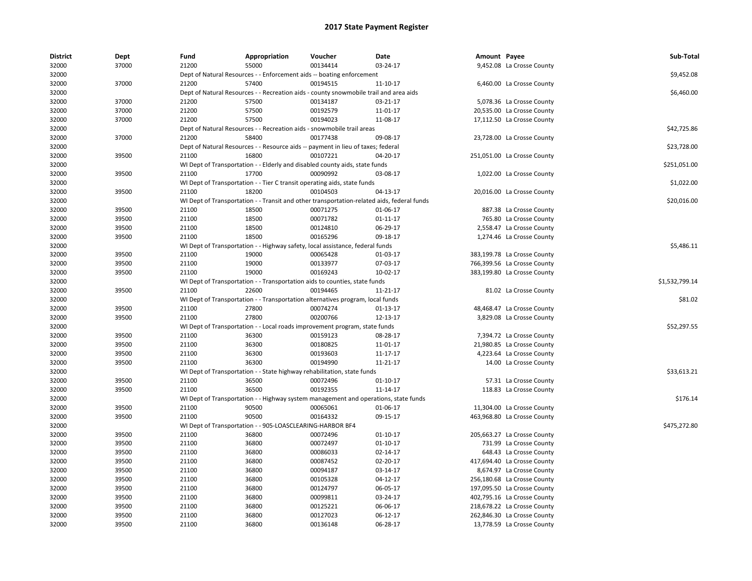# 2017 State Payment Register

| District | Dept | Fund | Appropriation | Voucher | Date | Amount | Payee | Sub-Total |
|---|---|---|---|---|---|---|---|---|
| 32000 | 37000 | 21200 | 55000 | 00134414 | 03-24-17 | 9,452.08 | La Crosse County | |
| 32000 | | Dept of Natural Resources - - Enforcement aids -- boating enforcement | | | | | | $9,452.08 |
| 32000 | 37000 | 21200 | 57400 | 00194515 | 11-10-17 | 6,460.00 | La Crosse County | |
| 32000 | | Dept of Natural Resources - - Recreation aids - county snowmobile trail and area aids | | | | | | $6,460.00 |
| 32000 | 37000 | 21200 | 57500 | 00134187 | 03-21-17 | 5,078.36 | La Crosse County | |
| 32000 | 37000 | 21200 | 57500 | 00192579 | 11-01-17 | 20,535.00 | La Crosse County | |
| 32000 | 37000 | 21200 | 57500 | 00194023 | 11-08-17 | 17,112.50 | La Crosse County | |
| 32000 | | Dept of Natural Resources - - Recreation aids - snowmobile trail areas | | | | | | $42,725.86 |
| 32000 | 37000 | 21200 | 58400 | 00177438 | 09-08-17 | 23,728.00 | La Crosse County | |
| 32000 | | Dept of Natural Resources - - Resource aids -- payment in lieu of taxes; federal | | | | | | $23,728.00 |
| 32000 | 39500 | 21100 | 16800 | 00107221 | 04-20-17 | 251,051.00 | La Crosse County | |
| 32000 | | WI Dept of Transportation - - Elderly and disabled county aids, state funds | | | | | | $251,051.00 |
| 32000 | 39500 | 21100 | 17700 | 00090992 | 03-08-17 | 1,022.00 | La Crosse County | |
| 32000 | | WI Dept of Transportation - - Tier C transit operating aids, state funds | | | | | | $1,022.00 |
| 32000 | 39500 | 21100 | 18200 | 00104503 | 04-13-17 | 20,016.00 | La Crosse County | |
| 32000 | | WI Dept of Transportation - - Transit and other transportation-related aids, federal funds | | | | | | $20,016.00 |
| 32000 | 39500 | 21100 | 18500 | 00071275 | 01-06-17 | 887.38 | La Crosse County | |
| 32000 | 39500 | 21100 | 18500 | 00071782 | 01-11-17 | 765.80 | La Crosse County | |
| 32000 | 39500 | 21100 | 18500 | 00124810 | 06-29-17 | 2,558.47 | La Crosse County | |
| 32000 | 39500 | 21100 | 18500 | 00165296 | 09-18-17 | 1,274.46 | La Crosse County | |
| 32000 | | WI Dept of Transportation - - Highway safety, local assistance, federal funds | | | | | | $5,486.11 |
| 32000 | 39500 | 21100 | 19000 | 00065428 | 01-03-17 | 383,199.78 | La Crosse County | |
| 32000 | 39500 | 21100 | 19000 | 00133977 | 07-03-17 | 766,399.56 | La Crosse County | |
| 32000 | 39500 | 21100 | 19000 | 00169243 | 10-02-17 | 383,199.80 | La Crosse County | |
| 32000 | | WI Dept of Transportation - - Transportation aids to counties, state funds | | | | | | $1,532,799.14 |
| 32000 | 39500 | 21100 | 22600 | 00194465 | 11-21-17 | 81.02 | La Crosse County | |
| 32000 | | WI Dept of Transportation - - Transportation alternatives program, local funds | | | | | | $81.02 |
| 32000 | 39500 | 21100 | 27800 | 00074274 | 01-13-17 | 48,468.47 | La Crosse County | |
| 32000 | 39500 | 21100 | 27800 | 00200766 | 12-13-17 | 3,829.08 | La Crosse County | |
| 32000 | | WI Dept of Transportation - - Local roads improvement program, state funds | | | | | | $52,297.55 |
| 32000 | 39500 | 21100 | 36300 | 00159123 | 08-28-17 | 7,394.72 | La Crosse County | |
| 32000 | 39500 | 21100 | 36300 | 00180825 | 11-01-17 | 21,980.85 | La Crosse County | |
| 32000 | 39500 | 21100 | 36300 | 00193603 | 11-17-17 | 4,223.64 | La Crosse County | |
| 32000 | 39500 | 21100 | 36300 | 00194990 | 11-21-17 | 14.00 | La Crosse County | |
| 32000 | | WI Dept of Transportation - - State highway rehabilitation, state funds | | | | | | $33,613.21 |
| 32000 | 39500 | 21100 | 36500 | 00072496 | 01-10-17 | 57.31 | La Crosse County | |
| 32000 | 39500 | 21100 | 36500 | 00192355 | 11-14-17 | 118.83 | La Crosse County | |
| 32000 | | WI Dept of Transportation - - Highway system management and operations, state funds | | | | | | $176.14 |
| 32000 | 39500 | 21100 | 90500 | 00065061 | 01-06-17 | 11,304.00 | La Crosse County | |
| 32000 | 39500 | 21100 | 90500 | 00164332 | 09-15-17 | 463,968.80 | La Crosse County | |
| 32000 | | WI Dept of Transportation - - 905-LOASCLEARING-HARBOR BF4 | | | | | | $475,272.80 |
| 32000 | 39500 | 21100 | 36800 | 00072496 | 01-10-17 | 205,663.27 | La Crosse County | |
| 32000 | 39500 | 21100 | 36800 | 00072497 | 01-10-17 | 731.99 | La Crosse County | |
| 32000 | 39500 | 21100 | 36800 | 00086033 | 02-14-17 | 648.43 | La Crosse County | |
| 32000 | 39500 | 21100 | 36800 | 00087452 | 02-20-17 | 417,694.40 | La Crosse County | |
| 32000 | 39500 | 21100 | 36800 | 00094187 | 03-14-17 | 8,674.97 | La Crosse County | |
| 32000 | 39500 | 21100 | 36800 | 00105328 | 04-12-17 | 256,180.68 | La Crosse County | |
| 32000 | 39500 | 21100 | 36800 | 00124797 | 06-05-17 | 197,095.50 | La Crosse County | |
| 32000 | 39500 | 21100 | 36800 | 00099811 | 03-24-17 | 402,795.16 | La Crosse County | |
| 32000 | 39500 | 21100 | 36800 | 00125221 | 06-06-17 | 218,678.22 | La Crosse County | |
| 32000 | 39500 | 21100 | 36800 | 00127023 | 06-12-17 | 262,846.30 | La Crosse County | |
| 32000 | 39500 | 21100 | 36800 | 00136148 | 06-28-17 | 13,778.59 | La Crosse County | |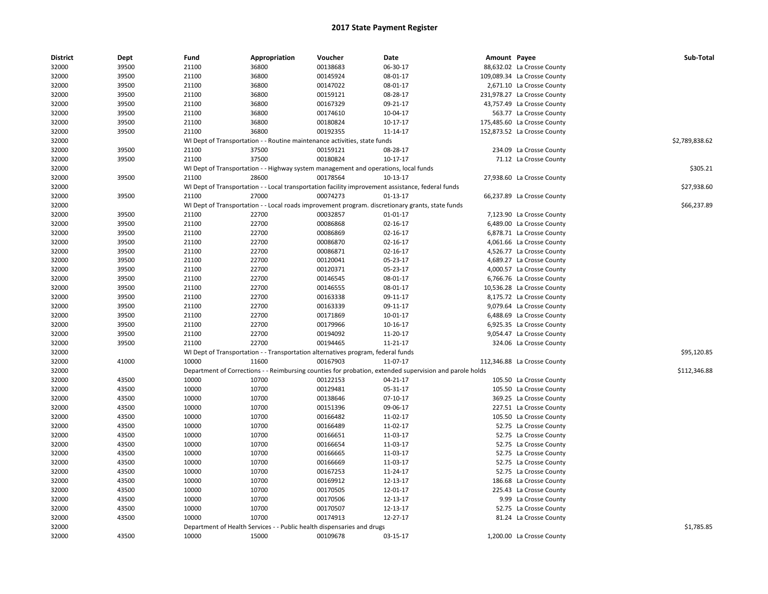## 2017 State Payment Register

| District | Dept | Fund | Appropriation | Voucher | Date | Amount | Payee | Sub-Total |
|---|---|---|---|---|---|---|---|---|
| 32000 | 39500 | 21100 | 36800 | 00138683 | 06-30-17 | 88,632.02 | La Crosse County | |
| 32000 | 39500 | 21100 | 36800 | 00145924 | 08-01-17 | 109,089.34 | La Crosse County | |
| 32000 | 39500 | 21100 | 36800 | 00147022 | 08-01-17 | 2,671.10 | La Crosse County | |
| 32000 | 39500 | 21100 | 36800 | 00159121 | 08-28-17 | 231,978.27 | La Crosse County | |
| 32000 | 39500 | 21100 | 36800 | 00167329 | 09-21-17 | 43,757.49 | La Crosse County | |
| 32000 | 39500 | 21100 | 36800 | 00174610 | 10-04-17 | 563.77 | La Crosse County | |
| 32000 | 39500 | 21100 | 36800 | 00180824 | 10-17-17 | 175,485.60 | La Crosse County | |
| 32000 | 39500 | 21100 | 36800 | 00192355 | 11-14-17 | 152,873.52 | La Crosse County | |
| 32000 | | WI Dept of Transportation - - Routine maintenance activities, state funds | | | | | | $2,789,838.62 |
| 32000 | 39500 | 21100 | 37500 | 00159121 | 08-28-17 | 234.09 | La Crosse County | |
| 32000 | 39500 | 21100 | 37500 | 00180824 | 10-17-17 | 71.12 | La Crosse County | |
| 32000 | | WI Dept of Transportation - - Highway system management and operations, local funds | | | | | | $305.21 |
| 32000 | 39500 | 21100 | 28600 | 00178564 | 10-13-17 | 27,938.60 | La Crosse County | |
| 32000 | | WI Dept of Transportation - - Local transportation facility improvement assistance, federal funds | | | | | | $27,938.60 |
| 32000 | 39500 | 21100 | 27000 | 00074273 | 01-13-17 | 66,237.89 | La Crosse County | |
| 32000 | | WI Dept of Transportation - - Local roads improvement program. discretionary grants, state funds | | | | | | $66,237.89 |
| 32000 | 39500 | 21100 | 22700 | 00032857 | 01-01-17 | 7,123.90 | La Crosse County | |
| 32000 | 39500 | 21100 | 22700 | 00086868 | 02-16-17 | 6,489.00 | La Crosse County | |
| 32000 | 39500 | 21100 | 22700 | 00086869 | 02-16-17 | 6,878.71 | La Crosse County | |
| 32000 | 39500 | 21100 | 22700 | 00086870 | 02-16-17 | 4,061.66 | La Crosse County | |
| 32000 | 39500 | 21100 | 22700 | 00086871 | 02-16-17 | 4,526.77 | La Crosse County | |
| 32000 | 39500 | 21100 | 22700 | 00120041 | 05-23-17 | 4,689.27 | La Crosse County | |
| 32000 | 39500 | 21100 | 22700 | 00120371 | 05-23-17 | 4,000.57 | La Crosse County | |
| 32000 | 39500 | 21100 | 22700 | 00146545 | 08-01-17 | 6,766.76 | La Crosse County | |
| 32000 | 39500 | 21100 | 22700 | 00146555 | 08-01-17 | 10,536.28 | La Crosse County | |
| 32000 | 39500 | 21100 | 22700 | 00163338 | 09-11-17 | 8,175.72 | La Crosse County | |
| 32000 | 39500 | 21100 | 22700 | 00163339 | 09-11-17 | 9,079.64 | La Crosse County | |
| 32000 | 39500 | 21100 | 22700 | 00171869 | 10-01-17 | 6,488.69 | La Crosse County | |
| 32000 | 39500 | 21100 | 22700 | 00179966 | 10-16-17 | 6,925.35 | La Crosse County | |
| 32000 | 39500 | 21100 | 22700 | 00194092 | 11-20-17 | 9,054.47 | La Crosse County | |
| 32000 | 39500 | 21100 | 22700 | 00194465 | 11-21-17 | 324.06 | La Crosse County | |
| 32000 | | WI Dept of Transportation - - Transportation alternatives program, federal funds | | | | | | $95,120.85 |
| 32000 | 41000 | 10000 | 11600 | 00167903 | 11-07-17 | 112,346.88 | La Crosse County | |
| 32000 | | Department of Corrections - - Reimbursing counties for probation, extended supervision and parole holds | | | | | | $112,346.88 |
| 32000 | 43500 | 10000 | 10700 | 00122153 | 04-21-17 | 105.50 | La Crosse County | |
| 32000 | 43500 | 10000 | 10700 | 00129481 | 05-31-17 | 105.50 | La Crosse County | |
| 32000 | 43500 | 10000 | 10700 | 00138646 | 07-10-17 | 369.25 | La Crosse County | |
| 32000 | 43500 | 10000 | 10700 | 00151396 | 09-06-17 | 227.51 | La Crosse County | |
| 32000 | 43500 | 10000 | 10700 | 00166482 | 11-02-17 | 105.50 | La Crosse County | |
| 32000 | 43500 | 10000 | 10700 | 00166489 | 11-02-17 | 52.75 | La Crosse County | |
| 32000 | 43500 | 10000 | 10700 | 00166651 | 11-03-17 | 52.75 | La Crosse County | |
| 32000 | 43500 | 10000 | 10700 | 00166654 | 11-03-17 | 52.75 | La Crosse County | |
| 32000 | 43500 | 10000 | 10700 | 00166665 | 11-03-17 | 52.75 | La Crosse County | |
| 32000 | 43500 | 10000 | 10700 | 00166669 | 11-03-17 | 52.75 | La Crosse County | |
| 32000 | 43500 | 10000 | 10700 | 00167253 | 11-24-17 | 52.75 | La Crosse County | |
| 32000 | 43500 | 10000 | 10700 | 00169912 | 12-13-17 | 186.68 | La Crosse County | |
| 32000 | 43500 | 10000 | 10700 | 00170505 | 12-01-17 | 225.43 | La Crosse County | |
| 32000 | 43500 | 10000 | 10700 | 00170506 | 12-13-17 | 9.99 | La Crosse County | |
| 32000 | 43500 | 10000 | 10700 | 00170507 | 12-13-17 | 52.75 | La Crosse County | |
| 32000 | 43500 | 10000 | 10700 | 00174913 | 12-27-17 | 81.24 | La Crosse County | |
| 32000 | | Department of Health Services - - Public health dispensaries and drugs | | | | | | $1,785.85 |
| 32000 | 43500 | 10000 | 15000 | 00109678 | 03-15-17 | 1,200.00 | La Crosse County | |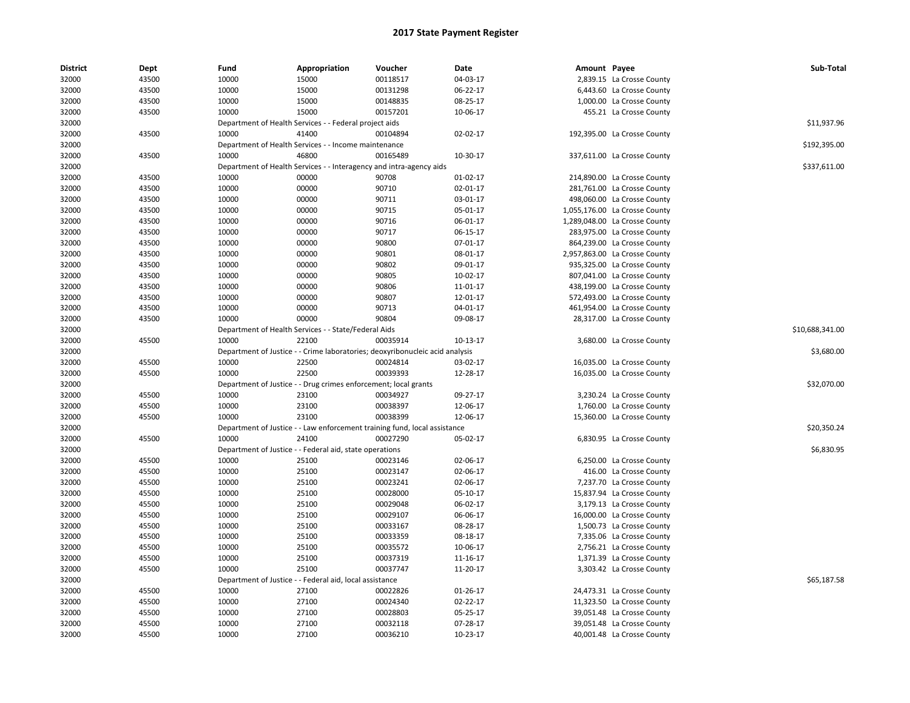# 2017 State Payment Register

| District | Dept | Fund | Appropriation | Voucher | Date | Amount | Payee | Sub-Total |
|---|---|---|---|---|---|---|---|---|
| 32000 | 43500 | 10000 | 15000 | 00118517 | 04-03-17 | 2,839.15 | La Crosse County | |
| 32000 | 43500 | 10000 | 15000 | 00131298 | 06-22-17 | 6,443.60 | La Crosse County | |
| 32000 | 43500 | 10000 | 15000 | 00148835 | 08-25-17 | 1,000.00 | La Crosse County | |
| 32000 | 43500 | 10000 | 15000 | 00157201 | 10-06-17 | 455.21 | La Crosse County | |
| 32000 | | Department of Health Services - - Federal project aids | | | | | | $11,937.96 |
| 32000 | 43500 | 10000 | 41400 | 00104894 | 02-02-17 | 192,395.00 | La Crosse County | |
| 32000 | | Department of Health Services - - Income maintenance | | | | | | $192,395.00 |
| 32000 | 43500 | 10000 | 46800 | 00165489 | 10-30-17 | 337,611.00 | La Crosse County | |
| 32000 | | Department of Health Services - - Interagency and intra-agency aids | | | | | | $337,611.00 |
| 32000 | 43500 | 10000 | 00000 | 90708 | 01-02-17 | 214,890.00 | La Crosse County | |
| 32000 | 43500 | 10000 | 00000 | 90710 | 02-01-17 | 281,761.00 | La Crosse County | |
| 32000 | 43500 | 10000 | 00000 | 90711 | 03-01-17 | 498,060.00 | La Crosse County | |
| 32000 | 43500 | 10000 | 00000 | 90715 | 05-01-17 | 1,055,176.00 | La Crosse County | |
| 32000 | 43500 | 10000 | 00000 | 90716 | 06-01-17 | 1,289,048.00 | La Crosse County | |
| 32000 | 43500 | 10000 | 00000 | 90717 | 06-15-17 | 283,975.00 | La Crosse County | |
| 32000 | 43500 | 10000 | 00000 | 90800 | 07-01-17 | 864,239.00 | La Crosse County | |
| 32000 | 43500 | 10000 | 00000 | 90801 | 08-01-17 | 2,957,863.00 | La Crosse County | |
| 32000 | 43500 | 10000 | 00000 | 90802 | 09-01-17 | 935,325.00 | La Crosse County | |
| 32000 | 43500 | 10000 | 00000 | 90805 | 10-02-17 | 807,041.00 | La Crosse County | |
| 32000 | 43500 | 10000 | 00000 | 90806 | 11-01-17 | 438,199.00 | La Crosse County | |
| 32000 | 43500 | 10000 | 00000 | 90807 | 12-01-17 | 572,493.00 | La Crosse County | |
| 32000 | 43500 | 10000 | 00000 | 90713 | 04-01-17 | 461,954.00 | La Crosse County | |
| 32000 | 43500 | 10000 | 00000 | 90804 | 09-08-17 | 28,317.00 | La Crosse County | |
| 32000 | | Department of Health Services - - State/Federal Aids | | | | | | $10,688,341.00 |
| 32000 | 45500 | 10000 | 22100 | 00035914 | 10-13-17 | 3,680.00 | La Crosse County | |
| 32000 | | Department of Justice - - Crime laboratories; deoxyribonucleic acid analysis | | | | | | $3,680.00 |
| 32000 | 45500 | 10000 | 22500 | 00024814 | 03-02-17 | 16,035.00 | La Crosse County | |
| 32000 | 45500 | 10000 | 22500 | 00039393 | 12-28-17 | 16,035.00 | La Crosse County | |
| 32000 | | Department of Justice - - Drug crimes enforcement; local grants | | | | | | $32,070.00 |
| 32000 | 45500 | 10000 | 23100 | 00034927 | 09-27-17 | 3,230.24 | La Crosse County | |
| 32000 | 45500 | 10000 | 23100 | 00038397 | 12-06-17 | 1,760.00 | La Crosse County | |
| 32000 | 45500 | 10000 | 23100 | 00038399 | 12-06-17 | 15,360.00 | La Crosse County | |
| 32000 | | Department of Justice - - Law enforcement training fund, local assistance | | | | | | $20,350.24 |
| 32000 | 45500 | 10000 | 24100 | 00027290 | 05-02-17 | 6,830.95 | La Crosse County | |
| 32000 | | Department of Justice - - Federal aid, state operations | | | | | | $6,830.95 |
| 32000 | 45500 | 10000 | 25100 | 00023146 | 02-06-17 | 6,250.00 | La Crosse County | |
| 32000 | 45500 | 10000 | 25100 | 00023147 | 02-06-17 | 416.00 | La Crosse County | |
| 32000 | 45500 | 10000 | 25100 | 00023241 | 02-06-17 | 7,237.70 | La Crosse County | |
| 32000 | 45500 | 10000 | 25100 | 00028000 | 05-10-17 | 15,837.94 | La Crosse County | |
| 32000 | 45500 | 10000 | 25100 | 00029048 | 06-02-17 | 3,179.13 | La Crosse County | |
| 32000 | 45500 | 10000 | 25100 | 00029107 | 06-06-17 | 16,000.00 | La Crosse County | |
| 32000 | 45500 | 10000 | 25100 | 00033167 | 08-28-17 | 1,500.73 | La Crosse County | |
| 32000 | 45500 | 10000 | 25100 | 00033359 | 08-18-17 | 7,335.06 | La Crosse County | |
| 32000 | 45500 | 10000 | 25100 | 00035572 | 10-06-17 | 2,756.21 | La Crosse County | |
| 32000 | 45500 | 10000 | 25100 | 00037319 | 11-16-17 | 1,371.39 | La Crosse County | |
| 32000 | 45500 | 10000 | 25100 | 00037747 | 11-20-17 | 3,303.42 | La Crosse County | |
| 32000 | | Department of Justice - - Federal aid, local assistance | | | | | | $65,187.58 |
| 32000 | 45500 | 10000 | 27100 | 00022826 | 01-26-17 | 24,473.31 | La Crosse County | |
| 32000 | 45500 | 10000 | 27100 | 00024340 | 02-22-17 | 11,323.50 | La Crosse County | |
| 32000 | 45500 | 10000 | 27100 | 00028803 | 05-25-17 | 39,051.48 | La Crosse County | |
| 32000 | 45500 | 10000 | 27100 | 00032118 | 07-28-17 | 39,051.48 | La Crosse County | |
| 32000 | 45500 | 10000 | 27100 | 00036210 | 10-23-17 | 40,001.48 | La Crosse County | |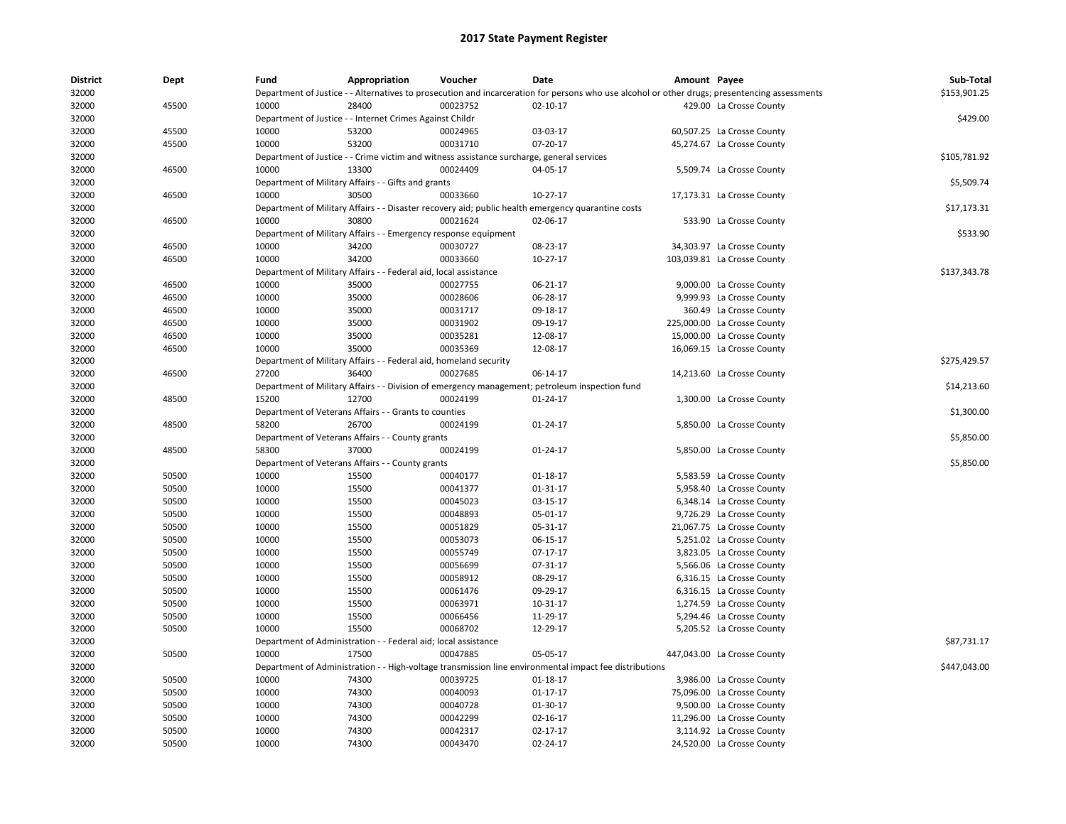# 2017 State Payment Register

| District | Dept | Fund | Appropriation | Voucher | Date | Amount | Payee | Sub-Total |
|---|---|---|---|---|---|---|---|---|
| 32000 | | Department of Justice - - Alternatives to prosecution and incarceration for persons who use alcohol or other drugs; presentencing assessments | | | | | | $153,901.25 |
| 32000 | 45500 | 10000 | 28400 | 00023752 | 02-10-17 | 429.00 | La Crosse County | |
| 32000 | | Department of Justice - - Internet Crimes Against Childr | | | | | | $429.00 |
| 32000 | 45500 | 10000 | 53200 | 00024965 | 03-03-17 | 60,507.25 | La Crosse County | |
| 32000 | 45500 | 10000 | 53200 | 00031710 | 07-20-17 | 45,274.67 | La Crosse County | |
| 32000 | | Department of Justice - - Crime victim and witness assistance surcharge, general services | | | | | | $105,781.92 |
| 32000 | 46500 | 10000 | 13300 | 00024409 | 04-05-17 | 5,509.74 | La Crosse County | |
| 32000 | | Department of Military Affairs - - Gifts and grants | | | | | | $5,509.74 |
| 32000 | 46500 | 10000 | 30500 | 00033660 | 10-27-17 | 17,173.31 | La Crosse County | |
| 32000 | | Department of Military Affairs - - Disaster recovery aid; public health emergency quarantine costs | | | | | | $17,173.31 |
| 32000 | 46500 | 10000 | 30800 | 00021624 | 02-06-17 | 533.90 | La Crosse County | |
| 32000 | | Department of Military Affairs - - Emergency response equipment | | | | | | $533.90 |
| 32000 | 46500 | 10000 | 34200 | 00030727 | 08-23-17 | 34,303.97 | La Crosse County | |
| 32000 | 46500 | 10000 | 34200 | 00033660 | 10-27-17 | 103,039.81 | La Crosse County | |
| 32000 | | Department of Military Affairs - - Federal aid, local assistance | | | | | | $137,343.78 |
| 32000 | 46500 | 10000 | 35000 | 00027755 | 06-21-17 | 9,000.00 | La Crosse County | |
| 32000 | 46500 | 10000 | 35000 | 00028606 | 06-28-17 | 9,999.93 | La Crosse County | |
| 32000 | 46500 | 10000 | 35000 | 00031717 | 09-18-17 | 360.49 | La Crosse County | |
| 32000 | 46500 | 10000 | 35000 | 00031902 | 09-19-17 | 225,000.00 | La Crosse County | |
| 32000 | 46500 | 10000 | 35000 | 00035281 | 12-08-17 | 15,000.00 | La Crosse County | |
| 32000 | 46500 | 10000 | 35000 | 00035369 | 12-08-17 | 16,069.15 | La Crosse County | |
| 32000 | | Department of Military Affairs - - Federal aid, homeland security | | | | | | $275,429.57 |
| 32000 | 46500 | 27200 | 36400 | 00027685 | 06-14-17 | 14,213.60 | La Crosse County | |
| 32000 | | Department of Military Affairs - - Division of emergency management; petroleum inspection fund | | | | | | $14,213.60 |
| 32000 | 48500 | 15200 | 12700 | 00024199 | 01-24-17 | 1,300.00 | La Crosse County | |
| 32000 | | Department of Veterans Affairs - - Grants to counties | | | | | | $1,300.00 |
| 32000 | 48500 | 58200 | 26700 | 00024199 | 01-24-17 | 5,850.00 | La Crosse County | |
| 32000 | | Department of Veterans Affairs - - County grants | | | | | | $5,850.00 |
| 32000 | 48500 | 58300 | 37000 | 00024199 | 01-24-17 | 5,850.00 | La Crosse County | |
| 32000 | | Department of Veterans Affairs - - County grants | | | | | | $5,850.00 |
| 32000 | 50500 | 10000 | 15500 | 00040177 | 01-18-17 | 5,583.59 | La Crosse County | |
| 32000 | 50500 | 10000 | 15500 | 00041377 | 01-31-17 | 5,958.40 | La Crosse County | |
| 32000 | 50500 | 10000 | 15500 | 00045023 | 03-15-17 | 6,348.14 | La Crosse County | |
| 32000 | 50500 | 10000 | 15500 | 00048893 | 05-01-17 | 9,726.29 | La Crosse County | |
| 32000 | 50500 | 10000 | 15500 | 00051829 | 05-31-17 | 21,067.75 | La Crosse County | |
| 32000 | 50500 | 10000 | 15500 | 00053073 | 06-15-17 | 5,251.02 | La Crosse County | |
| 32000 | 50500 | 10000 | 15500 | 00055749 | 07-17-17 | 3,823.05 | La Crosse County | |
| 32000 | 50500 | 10000 | 15500 | 00056699 | 07-31-17 | 5,566.06 | La Crosse County | |
| 32000 | 50500 | 10000 | 15500 | 00058912 | 08-29-17 | 6,316.15 | La Crosse County | |
| 32000 | 50500 | 10000 | 15500 | 00061476 | 09-29-17 | 6,316.15 | La Crosse County | |
| 32000 | 50500 | 10000 | 15500 | 00063971 | 10-31-17 | 1,274.59 | La Crosse County | |
| 32000 | 50500 | 10000 | 15500 | 00066456 | 11-29-17 | 5,294.46 | La Crosse County | |
| 32000 | 50500 | 10000 | 15500 | 00068702 | 12-29-17 | 5,205.52 | La Crosse County | |
| 32000 | | Department of Administration - - Federal aid; local assistance | | | | | | $87,731.17 |
| 32000 | 50500 | 10000 | 17500 | 00047885 | 05-05-17 | 447,043.00 | La Crosse County | |
| 32000 | | Department of Administration - - High-voltage transmission line environmental impact fee distributions | | | | | | $447,043.00 |
| 32000 | 50500 | 10000 | 74300 | 00039725 | 01-18-17 | 3,986.00 | La Crosse County | |
| 32000 | 50500 | 10000 | 74300 | 00040093 | 01-17-17 | 75,096.00 | La Crosse County | |
| 32000 | 50500 | 10000 | 74300 | 00040728 | 01-30-17 | 9,500.00 | La Crosse County | |
| 32000 | 50500 | 10000 | 74300 | 00042299 | 02-16-17 | 11,296.00 | La Crosse County | |
| 32000 | 50500 | 10000 | 74300 | 00042317 | 02-17-17 | 3,114.92 | La Crosse County | |
| 32000 | 50500 | 10000 | 74300 | 00043470 | 02-24-17 | 24,520.00 | La Crosse County | |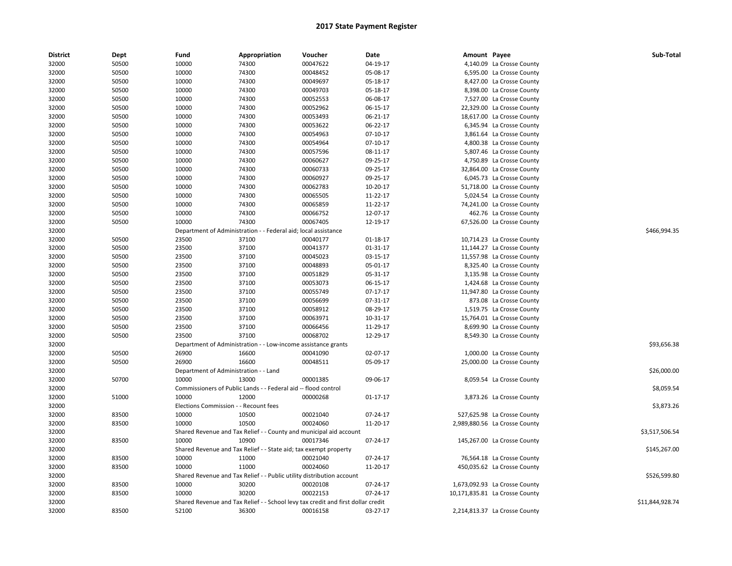# 2017 State Payment Register

| District | Dept | Fund | Appropriation | Voucher | Date | Amount | Payee | Sub-Total |
|---|---|---|---|---|---|---|---|---|
| 32000 | 50500 | 10000 | 74300 | 00047622 | 04-19-17 | 4,140.09 | La Crosse County | |
| 32000 | 50500 | 10000 | 74300 | 00048452 | 05-08-17 | 6,595.00 | La Crosse County | |
| 32000 | 50500 | 10000 | 74300 | 00049697 | 05-18-17 | 8,427.00 | La Crosse County | |
| 32000 | 50500 | 10000 | 74300 | 00049703 | 05-18-17 | 8,398.00 | La Crosse County | |
| 32000 | 50500 | 10000 | 74300 | 00052553 | 06-08-17 | 7,527.00 | La Crosse County | |
| 32000 | 50500 | 10000 | 74300 | 00052962 | 06-15-17 | 22,329.00 | La Crosse County | |
| 32000 | 50500 | 10000 | 74300 | 00053493 | 06-21-17 | 18,617.00 | La Crosse County | |
| 32000 | 50500 | 10000 | 74300 | 00053622 | 06-22-17 | 6,345.94 | La Crosse County | |
| 32000 | 50500 | 10000 | 74300 | 00054963 | 07-10-17 | 3,861.64 | La Crosse County | |
| 32000 | 50500 | 10000 | 74300 | 00054964 | 07-10-17 | 4,800.38 | La Crosse County | |
| 32000 | 50500 | 10000 | 74300 | 00057596 | 08-11-17 | 5,807.46 | La Crosse County | |
| 32000 | 50500 | 10000 | 74300 | 00060627 | 09-25-17 | 4,750.89 | La Crosse County | |
| 32000 | 50500 | 10000 | 74300 | 00060733 | 09-25-17 | 32,864.00 | La Crosse County | |
| 32000 | 50500 | 10000 | 74300 | 00060927 | 09-25-17 | 6,045.73 | La Crosse County | |
| 32000 | 50500 | 10000 | 74300 | 00062783 | 10-20-17 | 51,718.00 | La Crosse County | |
| 32000 | 50500 | 10000 | 74300 | 00065505 | 11-22-17 | 5,024.54 | La Crosse County | |
| 32000 | 50500 | 10000 | 74300 | 00065859 | 11-22-17 | 74,241.00 | La Crosse County | |
| 32000 | 50500 | 10000 | 74300 | 00066752 | 12-07-17 | 462.76 | La Crosse County | |
| 32000 | 50500 | 10000 | 74300 | 00067405 | 12-19-17 | 67,526.00 | La Crosse County | |
| 32000 | | Department of Administration - - Federal aid; local assistance | | | | | | $466,994.35 |
| 32000 | 50500 | 23500 | 37100 | 00040177 | 01-18-17 | 10,714.23 | La Crosse County | |
| 32000 | 50500 | 23500 | 37100 | 00041377 | 01-31-17 | 11,144.27 | La Crosse County | |
| 32000 | 50500 | 23500 | 37100 | 00045023 | 03-15-17 | 11,557.98 | La Crosse County | |
| 32000 | 50500 | 23500 | 37100 | 00048893 | 05-01-17 | 8,325.40 | La Crosse County | |
| 32000 | 50500 | 23500 | 37100 | 00051829 | 05-31-17 | 3,135.98 | La Crosse County | |
| 32000 | 50500 | 23500 | 37100 | 00053073 | 06-15-17 | 1,424.68 | La Crosse County | |
| 32000 | 50500 | 23500 | 37100 | 00055749 | 07-17-17 | 11,947.80 | La Crosse County | |
| 32000 | 50500 | 23500 | 37100 | 00056699 | 07-31-17 | 873.08 | La Crosse County | |
| 32000 | 50500 | 23500 | 37100 | 00058912 | 08-29-17 | 1,519.75 | La Crosse County | |
| 32000 | 50500 | 23500 | 37100 | 00063971 | 10-31-17 | 15,764.01 | La Crosse County | |
| 32000 | 50500 | 23500 | 37100 | 00066456 | 11-29-17 | 8,699.90 | La Crosse County | |
| 32000 | 50500 | 23500 | 37100 | 00068702 | 12-29-17 | 8,549.30 | La Crosse County | |
| 32000 | | Department of Administration - - Low-income assistance grants | | | | | | $93,656.38 |
| 32000 | 50500 | 26900 | 16600 | 00041090 | 02-07-17 | 1,000.00 | La Crosse County | |
| 32000 | 50500 | 26900 | 16600 | 00048511 | 05-09-17 | 25,000.00 | La Crosse County | |
| 32000 | | Department of Administration - - Land | | | | | | $26,000.00 |
| 32000 | 50700 | 10000 | 13000 | 00001385 | 09-06-17 | 8,059.54 | La Crosse County | |
| 32000 | | Commissioners of Public Lands - - Federal aid -- flood control | | | | | | $8,059.54 |
| 32000 | 51000 | 10000 | 12000 | 00000268 | 01-17-17 | 3,873.26 | La Crosse County | |
| 32000 | | Elections Commission - - Recount fees | | | | | | $3,873.26 |
| 32000 | 83500 | 10000 | 10500 | 00021040 | 07-24-17 | 527,625.98 | La Crosse County | |
| 32000 | 83500 | 10000 | 10500 | 00024060 | 11-20-17 | 2,989,880.56 | La Crosse County | |
| 32000 | | Shared Revenue and Tax Relief - - County and municipal aid account | | | | | | $3,517,506.54 |
| 32000 | 83500 | 10000 | 10900 | 00017346 | 07-24-17 | 145,267.00 | La Crosse County | |
| 32000 | | Shared Revenue and Tax Relief - - State aid; tax exempt property | | | | | | $145,267.00 |
| 32000 | 83500 | 10000 | 11000 | 00021040 | 07-24-17 | 76,564.18 | La Crosse County | |
| 32000 | 83500 | 10000 | 11000 | 00024060 | 11-20-17 | 450,035.62 | La Crosse County | |
| 32000 | | Shared Revenue and Tax Relief - - Public utility distribution account | | | | | | $526,599.80 |
| 32000 | 83500 | 10000 | 30200 | 00020108 | 07-24-17 | 1,673,092.93 | La Crosse County | |
| 32000 | 83500 | 10000 | 30200 | 00022153 | 07-24-17 | 10,171,835.81 | La Crosse County | |
| 32000 | | Shared Revenue and Tax Relief - - School levy tax credit and first dollar credit | | | | | | $11,844,928.74 |
| 32000 | 83500 | 52100 | 36300 | 00016158 | 03-27-17 | 2,214,813.37 | La Crosse County | |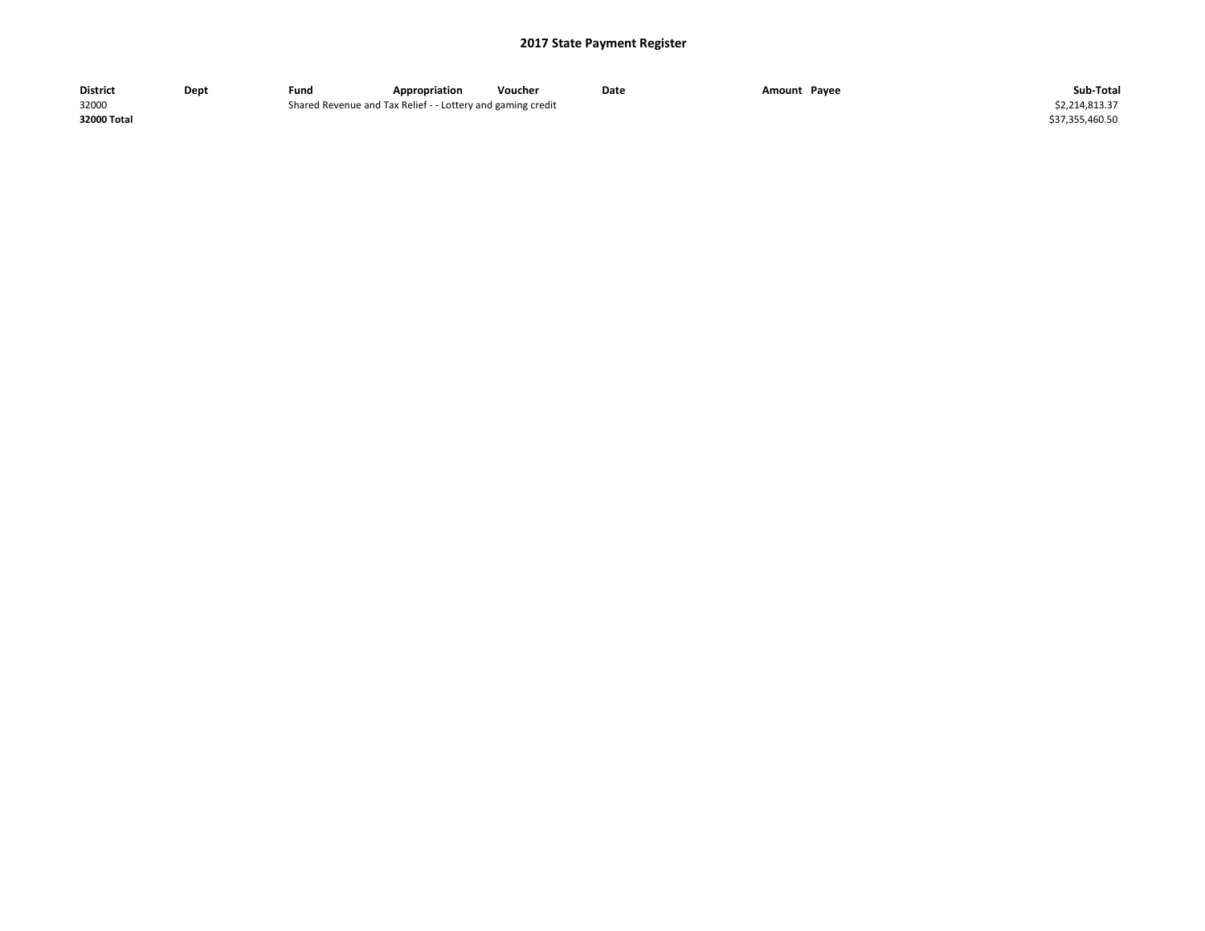## 2017 State Payment Register

| District | Dept | Fund | Appropriation | Voucher | Date | Amount | Payee | Sub-Total |
|---|---|---|---|---|---|---|---|---|
| 32000 | | Shared Revenue and Tax Relief - - Lottery and gaming credit | | | | | | $2,214,813.37 |
| **32000 Total** | | | | | | | | $37,355,460.50 |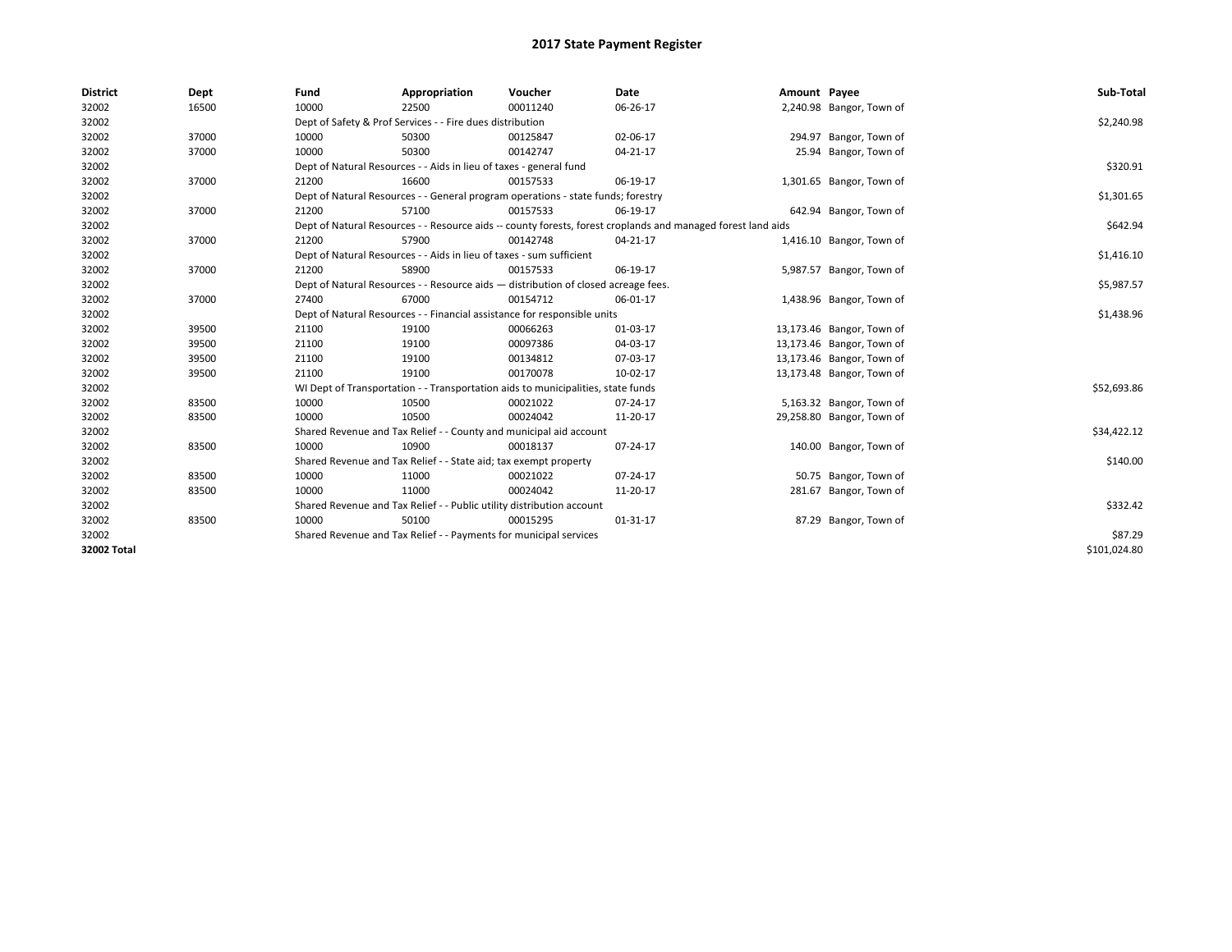# 2017 State Payment Register

| District | Dept | Fund | Appropriation | Voucher | Date | Amount | Payee | Sub-Total |
|---|---|---|---|---|---|---|---|---|
| 32002 | 16500 | 10000 | 22500 | 00011240 | 06-26-17 | 2,240.98 | Bangor, Town of | |
| 32002 | | Dept of Safety & Prof Services - - Fire dues distribution | | | | | | $2,240.98 |
| 32002 | 37000 | 10000 | 50300 | 00125847 | 02-06-17 | 294.97 | Bangor, Town of | |
| 32002 | 37000 | 10000 | 50300 | 00142747 | 04-21-17 | 25.94 | Bangor, Town of | |
| 32002 | | Dept of Natural Resources - - Aids in lieu of taxes - general fund | | | | | | $320.91 |
| 32002 | 37000 | 21200 | 16600 | 00157533 | 06-19-17 | 1,301.65 | Bangor, Town of | |
| 32002 | | Dept of Natural Resources - - General program operations - state funds; forestry | | | | | | $1,301.65 |
| 32002 | 37000 | 21200 | 57100 | 00157533 | 06-19-17 | 642.94 | Bangor, Town of | |
| 32002 | | Dept of Natural Resources - - Resource aids -- county forests, forest croplands and managed forest land aids | | | | | | $642.94 |
| 32002 | 37000 | 21200 | 57900 | 00142748 | 04-21-17 | 1,416.10 | Bangor, Town of | |
| 32002 | | Dept of Natural Resources - - Aids in lieu of taxes - sum sufficient | | | | | | $1,416.10 |
| 32002 | 37000 | 21200 | 58900 | 00157533 | 06-19-17 | 5,987.57 | Bangor, Town of | |
| 32002 | | Dept of Natural Resources - - Resource aids — distribution of closed acreage fees. | | | | | | $5,987.57 |
| 32002 | 37000 | 27400 | 67000 | 00154712 | 06-01-17 | 1,438.96 | Bangor, Town of | |
| 32002 | | Dept of Natural Resources - - Financial assistance for responsible units | | | | | | $1,438.96 |
| 32002 | 39500 | 21100 | 19100 | 00066263 | 01-03-17 | 13,173.46 | Bangor, Town of | |
| 32002 | 39500 | 21100 | 19100 | 00097386 | 04-03-17 | 13,173.46 | Bangor, Town of | |
| 32002 | 39500 | 21100 | 19100 | 00134812 | 07-03-17 | 13,173.46 | Bangor, Town of | |
| 32002 | 39500 | 21100 | 19100 | 00170078 | 10-02-17 | 13,173.48 | Bangor, Town of | |
| 32002 | | WI Dept of Transportation - - Transportation aids to municipalities, state funds | | | | | | $52,693.86 |
| 32002 | 83500 | 10000 | 10500 | 00021022 | 07-24-17 | 5,163.32 | Bangor, Town of | |
| 32002 | 83500 | 10000 | 10500 | 00024042 | 11-20-17 | 29,258.80 | Bangor, Town of | |
| 32002 | | Shared Revenue and Tax Relief - - County and municipal aid account | | | | | | $34,422.12 |
| 32002 | 83500 | 10000 | 10900 | 00018137 | 07-24-17 | 140.00 | Bangor, Town of | |
| 32002 | | Shared Revenue and Tax Relief - - State aid; tax exempt property | | | | | | $140.00 |
| 32002 | 83500 | 10000 | 11000 | 00021022 | 07-24-17 | 50.75 | Bangor, Town of | |
| 32002 | 83500 | 10000 | 11000 | 00024042 | 11-20-17 | 281.67 | Bangor, Town of | |
| 32002 | | Shared Revenue and Tax Relief - - Public utility distribution account | | | | | | $332.42 |
| 32002 | 83500 | 10000 | 50100 | 00015295 | 01-31-17 | 87.29 | Bangor, Town of | |
| 32002 | | Shared Revenue and Tax Relief - - Payments for municipal services | | | | | | $87.29 |
| **32002 Total** | | | | | | | | $101,024.80 |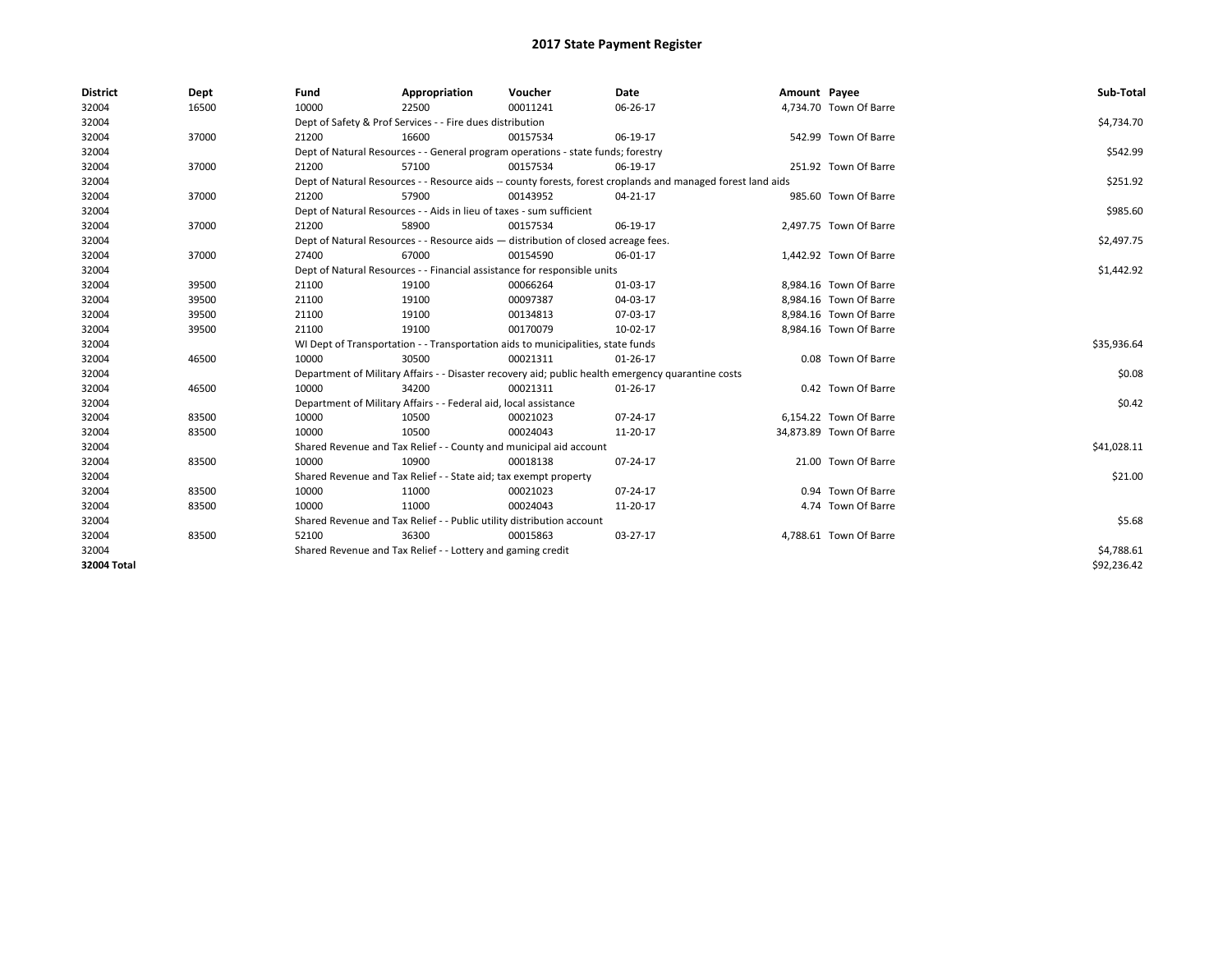# 2017 State Payment Register

| District | Dept | Fund | Appropriation | Voucher | Date | Amount | Payee | Sub-Total |
|---|---|---|---|---|---|---|---|---|
| 32004 | 16500 | 10000 | 22500 | 00011241 | 06-26-17 | 4,734.70 | Town Of Barre | |
| 32004 | | Dept of Safety & Prof Services - - Fire dues distribution | | | | | | $4,734.70 |
| 32004 | 37000 | 21200 | 16600 | 00157534 | 06-19-17 | 542.99 | Town Of Barre | |
| 32004 | | Dept of Natural Resources - - General program operations - state funds; forestry | | | | | | $542.99 |
| 32004 | 37000 | 21200 | 57100 | 00157534 | 06-19-17 | 251.92 | Town Of Barre | |
| 32004 | | Dept of Natural Resources - - Resource aids -- county forests, forest croplands and managed forest land aids | | | | | | $251.92 |
| 32004 | 37000 | 21200 | 57900 | 00143952 | 04-21-17 | 985.60 | Town Of Barre | |
| 32004 | | Dept of Natural Resources - - Aids in lieu of taxes - sum sufficient | | | | | | $985.60 |
| 32004 | 37000 | 21200 | 58900 | 00157534 | 06-19-17 | 2,497.75 | Town Of Barre | |
| 32004 | | Dept of Natural Resources - - Resource aids — distribution of closed acreage fees. | | | | | | $2,497.75 |
| 32004 | 37000 | 27400 | 67000 | 00154590 | 06-01-17 | 1,442.92 | Town Of Barre | |
| 32004 | | Dept of Natural Resources - - Financial assistance for responsible units | | | | | | $1,442.92 |
| 32004 | 39500 | 21100 | 19100 | 00066264 | 01-03-17 | 8,984.16 | Town Of Barre | |
| 32004 | 39500 | 21100 | 19100 | 00097387 | 04-03-17 | 8,984.16 | Town Of Barre | |
| 32004 | 39500 | 21100 | 19100 | 00134813 | 07-03-17 | 8,984.16 | Town Of Barre | |
| 32004 | 39500 | 21100 | 19100 | 00170079 | 10-02-17 | 8,984.16 | Town Of Barre | |
| 32004 | | WI Dept of Transportation - - Transportation aids to municipalities, state funds | | | | | | $35,936.64 |
| 32004 | 46500 | 10000 | 30500 | 00021311 | 01-26-17 | 0.08 | Town Of Barre | |
| 32004 | | Department of Military Affairs - - Disaster recovery aid; public health emergency quarantine costs | | | | | | $0.08 |
| 32004 | 46500 | 10000 | 34200 | 00021311 | 01-26-17 | 0.42 | Town Of Barre | |
| 32004 | | Department of Military Affairs - - Federal aid, local assistance | | | | | | $0.42 |
| 32004 | 83500 | 10000 | 10500 | 00021023 | 07-24-17 | 6,154.22 | Town Of Barre | |
| 32004 | 83500 | 10000 | 10500 | 00024043 | 11-20-17 | 34,873.89 | Town Of Barre | |
| 32004 | | Shared Revenue and Tax Relief - - County and municipal aid account | | | | | | $41,028.11 |
| 32004 | 83500 | 10000 | 10900 | 00018138 | 07-24-17 | 21.00 | Town Of Barre | |
| 32004 | | Shared Revenue and Tax Relief - - State aid; tax exempt property | | | | | | $21.00 |
| 32004 | 83500 | 10000 | 11000 | 00021023 | 07-24-17 | 0.94 | Town Of Barre | |
| 32004 | 83500 | 10000 | 11000 | 00024043 | 11-20-17 | 4.74 | Town Of Barre | |
| 32004 | | Shared Revenue and Tax Relief - - Public utility distribution account | | | | | | $5.68 |
| 32004 | 83500 | 52100 | 36300 | 00015863 | 03-27-17 | 4,788.61 | Town Of Barre | |
| 32004 | | Shared Revenue and Tax Relief - - Lottery and gaming credit | | | | | | $4,788.61 |
| **32004 Total** | | | | | | | | $92,236.42 |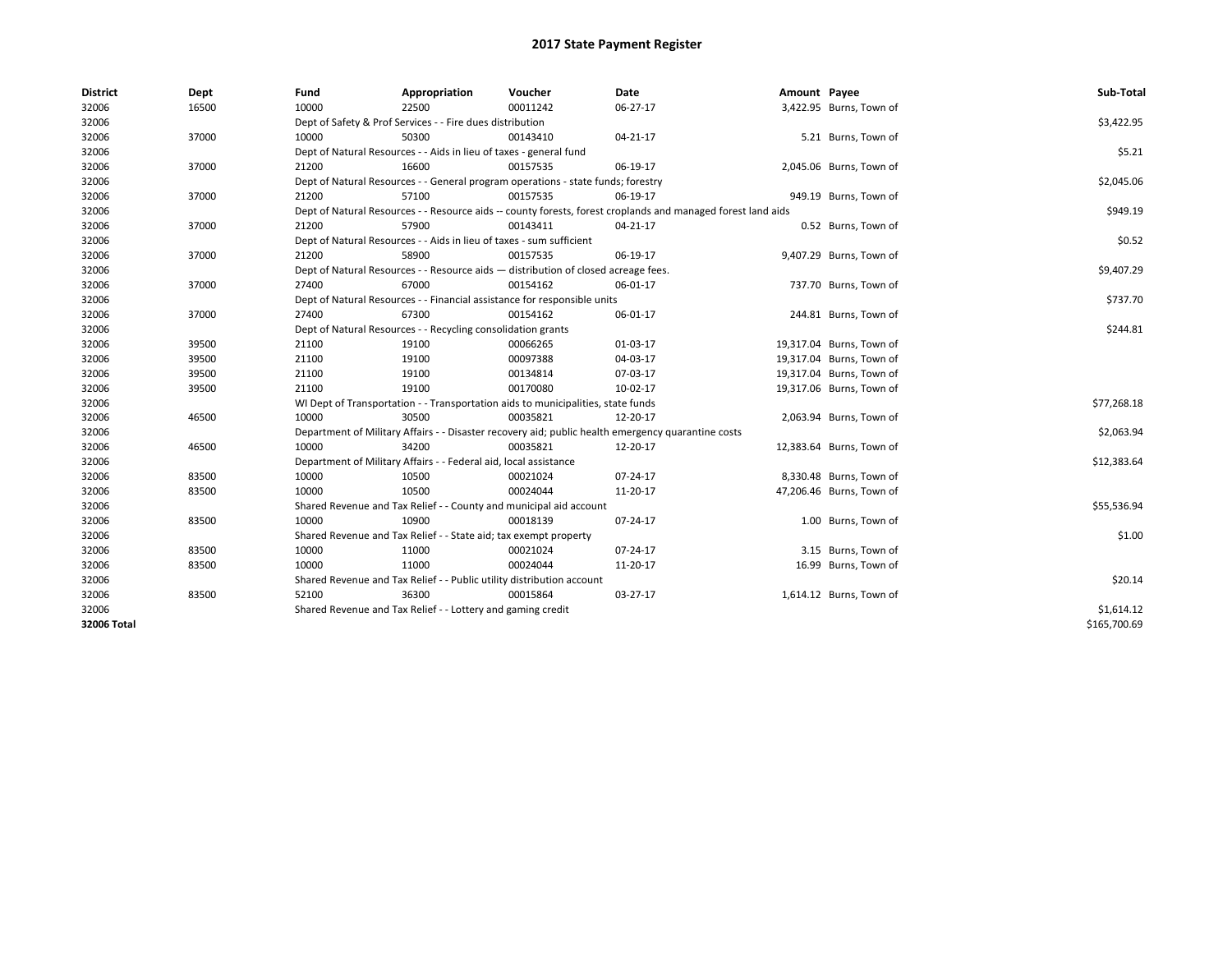## 2017 State Payment Register

| District | Dept | Fund | Appropriation | Voucher | Date | Amount | Payee | Sub-Total |
|---|---|---|---|---|---|---|---|---|
| 32006 | 16500 | 10000 | 22500 | 00011242 | 06-27-17 | 3,422.95 | Burns, Town of | |
| 32006 | | Dept of Safety & Prof Services - - Fire dues distribution | | | | | | $3,422.95 |
| 32006 | 37000 | 10000 | 50300 | 00143410 | 04-21-17 | 5.21 | Burns, Town of | |
| 32006 | | Dept of Natural Resources - - Aids in lieu of taxes - general fund | | | | | | $5.21 |
| 32006 | 37000 | 21200 | 16600 | 00157535 | 06-19-17 | 2,045.06 | Burns, Town of | |
| 32006 | | Dept of Natural Resources - - General program operations - state funds; forestry | | | | | | $2,045.06 |
| 32006 | 37000 | 21200 | 57100 | 00157535 | 06-19-17 | 949.19 | Burns, Town of | |
| 32006 | | Dept of Natural Resources - - Resource aids -- county forests, forest croplands and managed forest land aids | | | | | | $949.19 |
| 32006 | 37000 | 21200 | 57900 | 00143411 | 04-21-17 | 0.52 | Burns, Town of | |
| 32006 | | Dept of Natural Resources - - Aids in lieu of taxes - sum sufficient | | | | | | $0.52 |
| 32006 | 37000 | 21200 | 58900 | 00157535 | 06-19-17 | 9,407.29 | Burns, Town of | |
| 32006 | | Dept of Natural Resources - - Resource aids — distribution of closed acreage fees. | | | | | | $9,407.29 |
| 32006 | 37000 | 27400 | 67000 | 00154162 | 06-01-17 | 737.70 | Burns, Town of | |
| 32006 | | Dept of Natural Resources - - Financial assistance for responsible units | | | | | | $737.70 |
| 32006 | 37000 | 27400 | 67300 | 00154162 | 06-01-17 | 244.81 | Burns, Town of | |
| 32006 | | Dept of Natural Resources - - Recycling consolidation grants | | | | | | $244.81 |
| 32006 | 39500 | 21100 | 19100 | 00066265 | 01-03-17 | 19,317.04 | Burns, Town of | |
| 32006 | 39500 | 21100 | 19100 | 00097388 | 04-03-17 | 19,317.04 | Burns, Town of | |
| 32006 | 39500 | 21100 | 19100 | 00134814 | 07-03-17 | 19,317.04 | Burns, Town of | |
| 32006 | 39500 | 21100 | 19100 | 00170080 | 10-02-17 | 19,317.06 | Burns, Town of | |
| 32006 | | WI Dept of Transportation - - Transportation aids to municipalities, state funds | | | | | | $77,268.18 |
| 32006 | 46500 | 10000 | 30500 | 00035821 | 12-20-17 | 2,063.94 | Burns, Town of | |
| 32006 | | Department of Military Affairs - - Disaster recovery aid; public health emergency quarantine costs | | | | | | $2,063.94 |
| 32006 | 46500 | 10000 | 34200 | 00035821 | 12-20-17 | 12,383.64 | Burns, Town of | |
| 32006 | | Department of Military Affairs - - Federal aid, local assistance | | | | | | $12,383.64 |
| 32006 | 83500 | 10000 | 10500 | 00021024 | 07-24-17 | 8,330.48 | Burns, Town of | |
| 32006 | 83500 | 10000 | 10500 | 00024044 | 11-20-17 | 47,206.46 | Burns, Town of | |
| 32006 | | Shared Revenue and Tax Relief - - County and municipal aid account | | | | | | $55,536.94 |
| 32006 | 83500 | 10000 | 10900 | 00018139 | 07-24-17 | 1.00 | Burns, Town of | |
| 32006 | | Shared Revenue and Tax Relief - - State aid; tax exempt property | | | | | | $1.00 |
| 32006 | 83500 | 10000 | 11000 | 00021024 | 07-24-17 | 3.15 | Burns, Town of | |
| 32006 | 83500 | 10000 | 11000 | 00024044 | 11-20-17 | 16.99 | Burns, Town of | |
| 32006 | | Shared Revenue and Tax Relief - - Public utility distribution account | | | | | | $20.14 |
| 32006 | 83500 | 52100 | 36300 | 00015864 | 03-27-17 | 1,614.12 | Burns, Town of | |
| 32006 | | Shared Revenue and Tax Relief - - Lottery and gaming credit | | | | | | $1,614.12 |
| **32006 Total** | | | | | | | | $165,700.69 |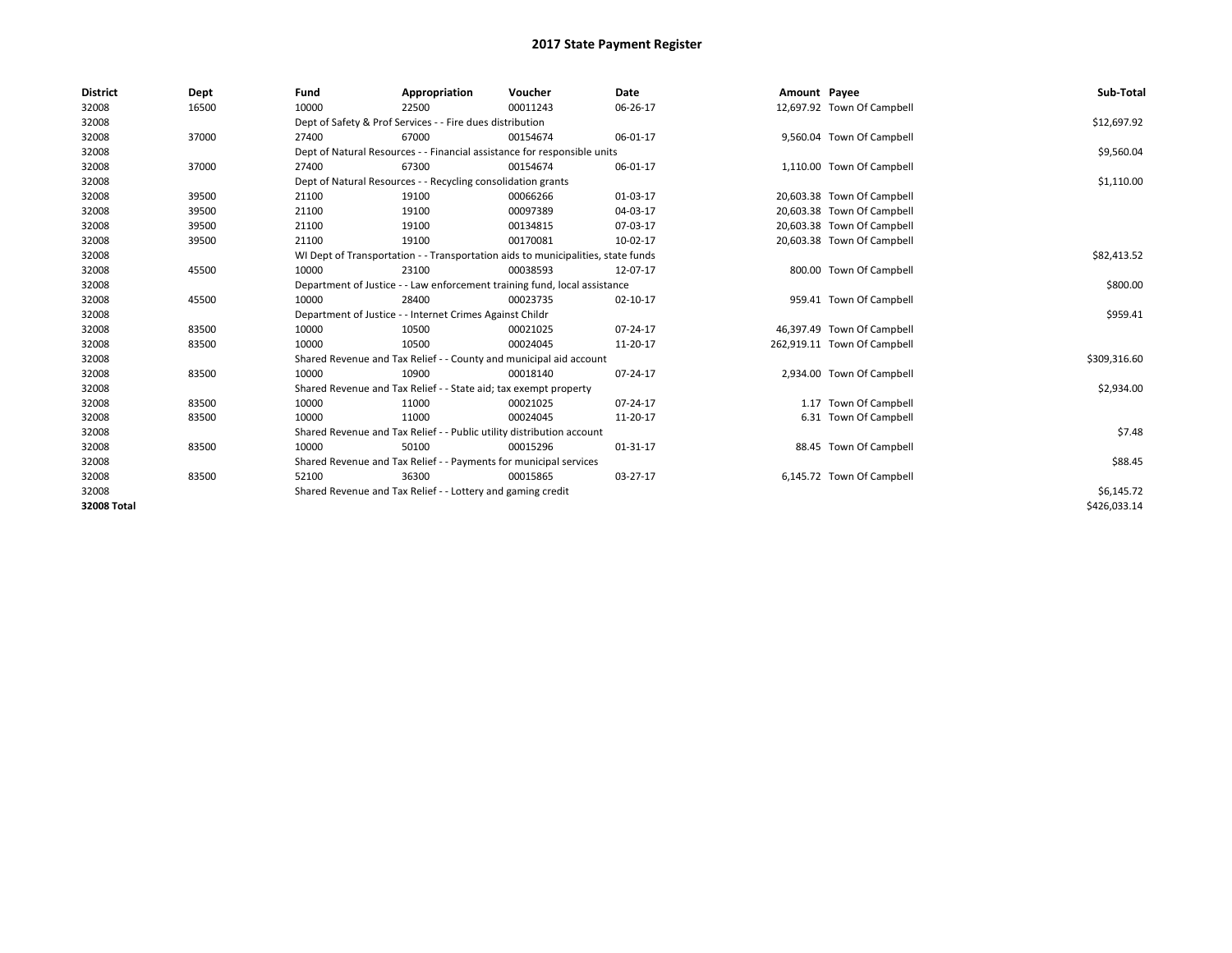# 2017 State Payment Register

| District | Dept | Fund | Appropriation | Voucher | Date | Amount | Payee | Sub-Total |
|---|---|---|---|---|---|---|---|---|
| 32008 | 16500 | 10000 | 22500 | 00011243 | 06-26-17 | 12,697.92 | Town Of Campbell | |
| 32008 | | Dept of Safety & Prof Services - - Fire dues distribution | | | | | | $12,697.92 |
| 32008 | 37000 | 27400 | 67000 | 00154674 | 06-01-17 | 9,560.04 | Town Of Campbell | |
| 32008 | | Dept of Natural Resources - - Financial assistance for responsible units | | | | | | $9,560.04 |
| 32008 | 37000 | 27400 | 67300 | 00154674 | 06-01-17 | 1,110.00 | Town Of Campbell | |
| 32008 | | Dept of Natural Resources - - Recycling consolidation grants | | | | | | $1,110.00 |
| 32008 | 39500 | 21100 | 19100 | 00066266 | 01-03-17 | 20,603.38 | Town Of Campbell | |
| 32008 | 39500 | 21100 | 19100 | 00097389 | 04-03-17 | 20,603.38 | Town Of Campbell | |
| 32008 | 39500 | 21100 | 19100 | 00134815 | 07-03-17 | 20,603.38 | Town Of Campbell | |
| 32008 | 39500 | 21100 | 19100 | 00170081 | 10-02-17 | 20,603.38 | Town Of Campbell | |
| 32008 | | WI Dept of Transportation - - Transportation aids to municipalities, state funds | | | | | | $82,413.52 |
| 32008 | 45500 | 10000 | 23100 | 00038593 | 12-07-17 | 800.00 | Town Of Campbell | |
| 32008 | | Department of Justice - - Law enforcement training fund, local assistance | | | | | | $800.00 |
| 32008 | 45500 | 10000 | 28400 | 00023735 | 02-10-17 | 959.41 | Town Of Campbell | |
| 32008 | | Department of Justice - - Internet Crimes Against Childr | | | | | | $959.41 |
| 32008 | 83500 | 10000 | 10500 | 00021025 | 07-24-17 | 46,397.49 | Town Of Campbell | |
| 32008 | 83500 | 10000 | 10500 | 00024045 | 11-20-17 | 262,919.11 | Town Of Campbell | |
| 32008 | | Shared Revenue and Tax Relief - - County and municipal aid account | | | | | | $309,316.60 |
| 32008 | 83500 | 10000 | 10900 | 00018140 | 07-24-17 | 2,934.00 | Town Of Campbell | |
| 32008 | | Shared Revenue and Tax Relief - - State aid; tax exempt property | | | | | | $2,934.00 |
| 32008 | 83500 | 10000 | 11000 | 00021025 | 07-24-17 | 1.17 | Town Of Campbell | |
| 32008 | 83500 | 10000 | 11000 | 00024045 | 11-20-17 | 6.31 | Town Of Campbell | |
| 32008 | | Shared Revenue and Tax Relief - - Public utility distribution account | | | | | | $7.48 |
| 32008 | 83500 | 10000 | 50100 | 00015296 | 01-31-17 | 88.45 | Town Of Campbell | |
| 32008 | | Shared Revenue and Tax Relief - - Payments for municipal services | | | | | | $88.45 |
| 32008 | 83500 | 52100 | 36300 | 00015865 | 03-27-17 | 6,145.72 | Town Of Campbell | |
| 32008 | | Shared Revenue and Tax Relief - - Lottery and gaming credit | | | | | | $6,145.72 |
| **32008 Total** | | | | | | | | $426,033.14 |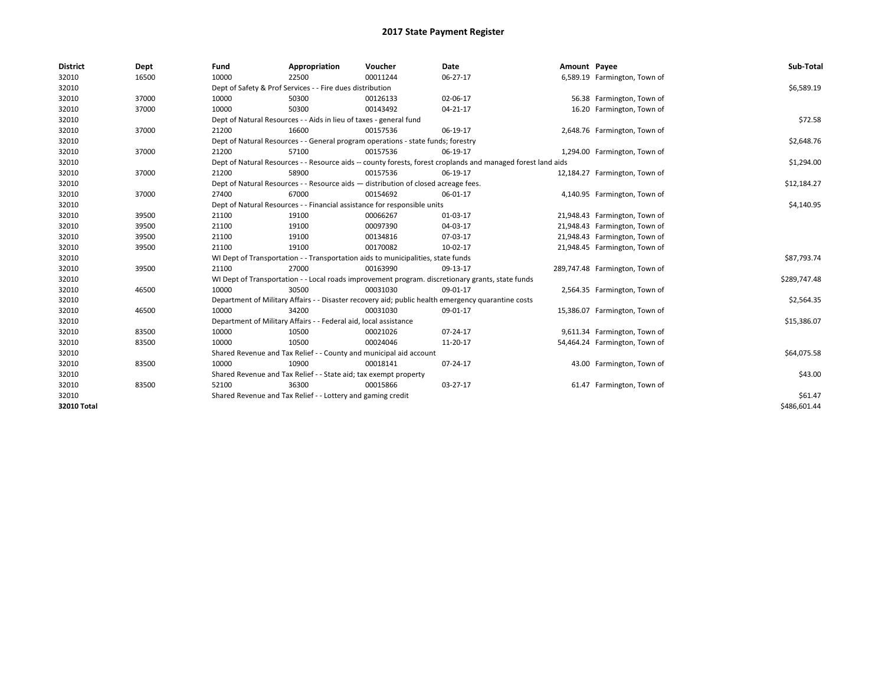# 2017 State Payment Register

| District | Dept | Fund | Appropriation | Voucher | Date | Amount | Payee | Sub-Total |
|---|---|---|---|---|---|---|---|---|
| 32010 | 16500 | 10000 | 22500 | 00011244 | 06-27-17 | 6,589.19 | Farmington, Town of | |
| 32010 | | Dept of Safety & Prof Services - - Fire dues distribution | | | | | | $6,589.19 |
| 32010 | 37000 | 10000 | 50300 | 00126133 | 02-06-17 | 56.38 | Farmington, Town of | |
| 32010 | 37000 | 10000 | 50300 | 00143492 | 04-21-17 | 16.20 | Farmington, Town of | |
| 32010 | | Dept of Natural Resources - - Aids in lieu of taxes - general fund | | | | | | $72.58 |
| 32010 | 37000 | 21200 | 16600 | 00157536 | 06-19-17 | 2,648.76 | Farmington, Town of | |
| 32010 | | Dept of Natural Resources - - General program operations - state funds; forestry | | | | | | $2,648.76 |
| 32010 | 37000 | 21200 | 57100 | 00157536 | 06-19-17 | 1,294.00 | Farmington, Town of | |
| 32010 | | Dept of Natural Resources - - Resource aids -- county forests, forest croplands and managed forest land aids | | | | | | $1,294.00 |
| 32010 | 37000 | 21200 | 58900 | 00157536 | 06-19-17 | 12,184.27 | Farmington, Town of | |
| 32010 | | Dept of Natural Resources - - Resource aids — distribution of closed acreage fees. | | | | | | $12,184.27 |
| 32010 | 37000 | 27400 | 67000 | 00154692 | 06-01-17 | 4,140.95 | Farmington, Town of | |
| 32010 | | Dept of Natural Resources - - Financial assistance for responsible units | | | | | | $4,140.95 |
| 32010 | 39500 | 21100 | 19100 | 00066267 | 01-03-17 | 21,948.43 | Farmington, Town of | |
| 32010 | 39500 | 21100 | 19100 | 00097390 | 04-03-17 | 21,948.43 | Farmington, Town of | |
| 32010 | 39500 | 21100 | 19100 | 00134816 | 07-03-17 | 21,948.43 | Farmington, Town of | |
| 32010 | 39500 | 21100 | 19100 | 00170082 | 10-02-17 | 21,948.45 | Farmington, Town of | |
| 32010 | | WI Dept of Transportation - - Transportation aids to municipalities, state funds | | | | | | $87,793.74 |
| 32010 | 39500 | 21100 | 27000 | 00163990 | 09-13-17 | 289,747.48 | Farmington, Town of | |
| 32010 | | WI Dept of Transportation - - Local roads improvement program. discretionary grants, state funds | | | | | | $289,747.48 |
| 32010 | 46500 | 10000 | 30500 | 00031030 | 09-01-17 | 2,564.35 | Farmington, Town of | |
| 32010 | | Department of Military Affairs - - Disaster recovery aid; public health emergency quarantine costs | | | | | | $2,564.35 |
| 32010 | 46500 | 10000 | 34200 | 00031030 | 09-01-17 | 15,386.07 | Farmington, Town of | |
| 32010 | | Department of Military Affairs - - Federal aid, local assistance | | | | | | $15,386.07 |
| 32010 | 83500 | 10000 | 10500 | 00021026 | 07-24-17 | 9,611.34 | Farmington, Town of | |
| 32010 | 83500 | 10000 | 10500 | 00024046 | 11-20-17 | 54,464.24 | Farmington, Town of | |
| 32010 | | Shared Revenue and Tax Relief - - County and municipal aid account | | | | | | $64,075.58 |
| 32010 | 83500 | 10000 | 10900 | 00018141 | 07-24-17 | 43.00 | Farmington, Town of | |
| 32010 | | Shared Revenue and Tax Relief - - State aid; tax exempt property | | | | | | $43.00 |
| 32010 | 83500 | 52100 | 36300 | 00015866 | 03-27-17 | 61.47 | Farmington, Town of | |
| 32010 | | Shared Revenue and Tax Relief - - Lottery and gaming credit | | | | | | $61.47 |
| **32010 Total** | | | | | | | | $486,601.44 |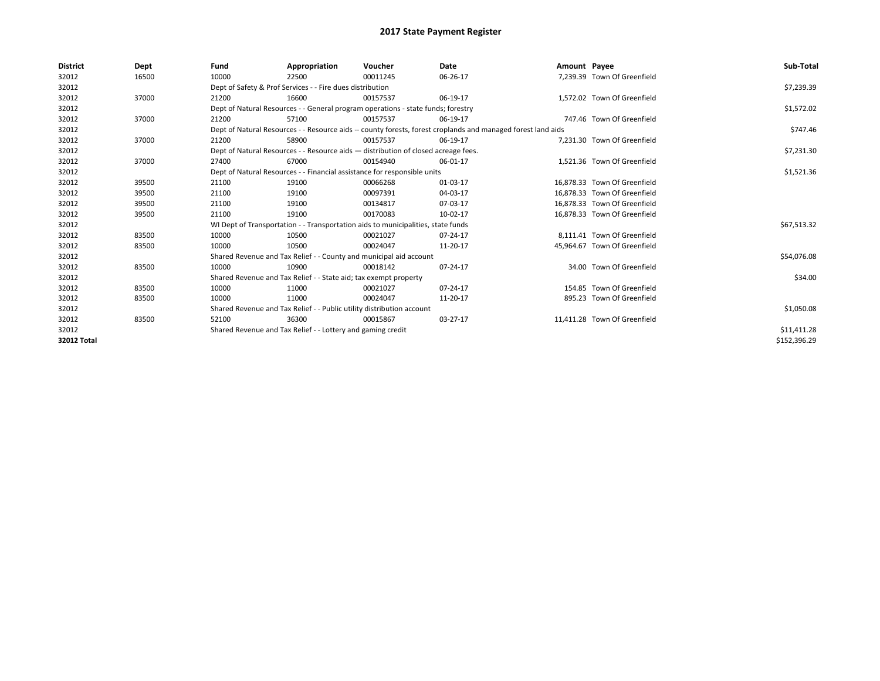# 2017 State Payment Register

| District | Dept | Fund | Appropriation | Voucher | Date | Amount | Payee | Sub-Total |
|---|---|---|---|---|---|---|---|---|
| 32012 | 16500 | 10000 | 22500 | 00011245 | 06-26-17 | 7,239.39 | Town Of Greenfield | |
| 32012 | | Dept of Safety & Prof Services - - Fire dues distribution | | | | | | $7,239.39 |
| 32012 | 37000 | 21200 | 16600 | 00157537 | 06-19-17 | 1,572.02 | Town Of Greenfield | |
| 32012 | | Dept of Natural Resources - - General program operations - state funds; forestry | | | | | | $1,572.02 |
| 32012 | 37000 | 21200 | 57100 | 00157537 | 06-19-17 | 747.46 | Town Of Greenfield | |
| 32012 | | Dept of Natural Resources - - Resource aids -- county forests, forest croplands and managed forest land aids | | | | | | $747.46 |
| 32012 | 37000 | 21200 | 58900 | 00157537 | 06-19-17 | 7,231.30 | Town Of Greenfield | |
| 32012 | | Dept of Natural Resources - - Resource aids — distribution of closed acreage fees. | | | | | | $7,231.30 |
| 32012 | 37000 | 27400 | 67000 | 00154940 | 06-01-17 | 1,521.36 | Town Of Greenfield | |
| 32012 | | Dept of Natural Resources - - Financial assistance for responsible units | | | | | | $1,521.36 |
| 32012 | 39500 | 21100 | 19100 | 00066268 | 01-03-17 | 16,878.33 | Town Of Greenfield | |
| 32012 | 39500 | 21100 | 19100 | 00097391 | 04-03-17 | 16,878.33 | Town Of Greenfield | |
| 32012 | 39500 | 21100 | 19100 | 00134817 | 07-03-17 | 16,878.33 | Town Of Greenfield | |
| 32012 | 39500 | 21100 | 19100 | 00170083 | 10-02-17 | 16,878.33 | Town Of Greenfield | |
| 32012 | | WI Dept of Transportation - - Transportation aids to municipalities, state funds | | | | | | $67,513.32 |
| 32012 | 83500 | 10000 | 10500 | 00021027 | 07-24-17 | 8,111.41 | Town Of Greenfield | |
| 32012 | 83500 | 10000 | 10500 | 00024047 | 11-20-17 | 45,964.67 | Town Of Greenfield | |
| 32012 | | Shared Revenue and Tax Relief - - County and municipal aid account | | | | | | $54,076.08 |
| 32012 | 83500 | 10000 | 10900 | 00018142 | 07-24-17 | 34.00 | Town Of Greenfield | |
| 32012 | | Shared Revenue and Tax Relief - - State aid; tax exempt property | | | | | | $34.00 |
| 32012 | 83500 | 10000 | 11000 | 00021027 | 07-24-17 | 154.85 | Town Of Greenfield | |
| 32012 | 83500 | 10000 | 11000 | 00024047 | 11-20-17 | 895.23 | Town Of Greenfield | |
| 32012 | | Shared Revenue and Tax Relief - - Public utility distribution account | | | | | | $1,050.08 |
| 32012 | 83500 | 52100 | 36300 | 00015867 | 03-27-17 | 11,411.28 | Town Of Greenfield | |
| 32012 | | Shared Revenue and Tax Relief - - Lottery and gaming credit | | | | | | $11,411.28 |
| **32012 Total** | | | | | | | | $152,396.29 |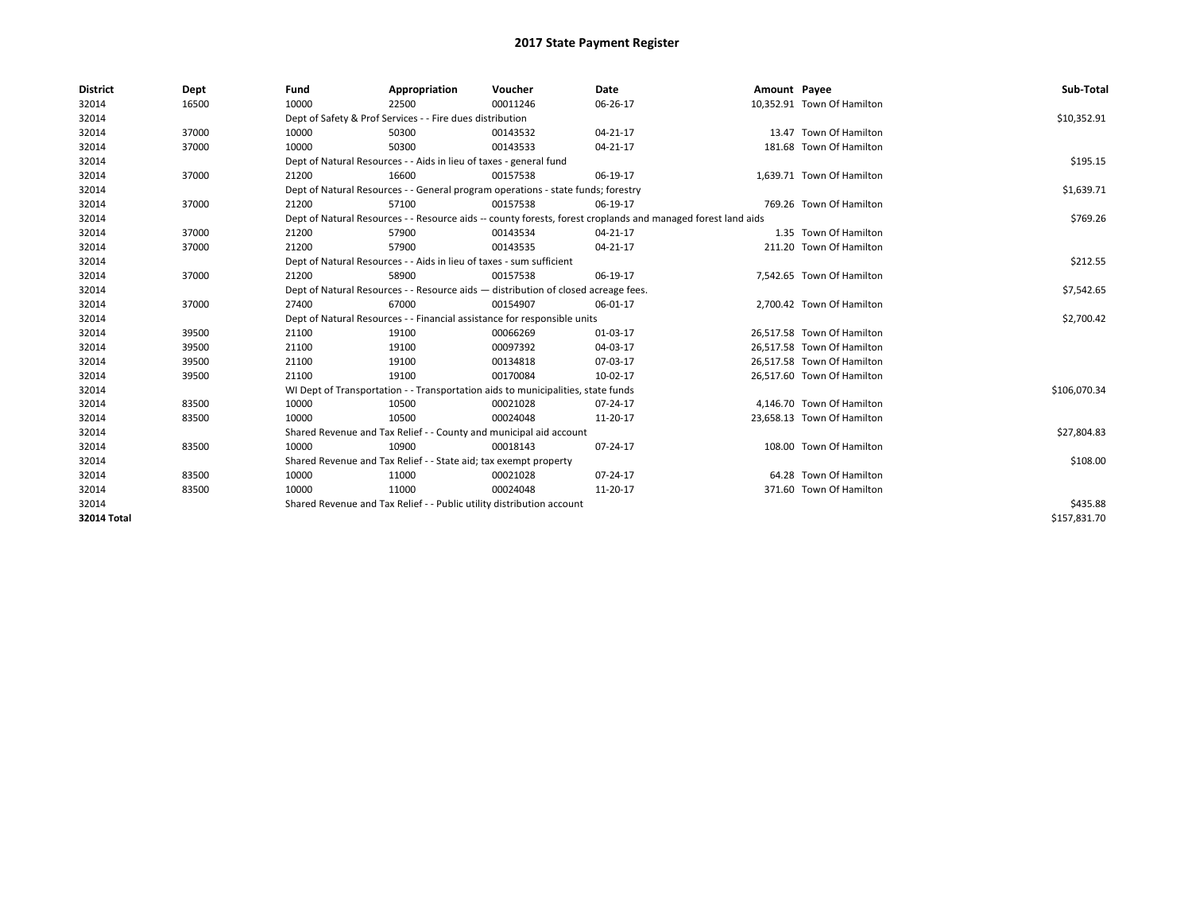# 2017 State Payment Register

| District | Dept | Fund | Appropriation | Voucher | Date | Amount | Payee | Sub-Total |
|---|---|---|---|---|---|---|---|---|
| 32014 | 16500 | 10000 | 22500 | 00011246 | 06-26-17 | 10,352.91 | Town Of Hamilton | |
| 32014 | | Dept of Safety & Prof Services - - Fire dues distribution | | | | | | $10,352.91 |
| 32014 | 37000 | 10000 | 50300 | 00143532 | 04-21-17 | 13.47 | Town Of Hamilton | |
| 32014 | 37000 | 10000 | 50300 | 00143533 | 04-21-17 | 181.68 | Town Of Hamilton | |
| 32014 | | Dept of Natural Resources - - Aids in lieu of taxes - general fund | | | | | | $195.15 |
| 32014 | 37000 | 21200 | 16600 | 00157538 | 06-19-17 | 1,639.71 | Town Of Hamilton | |
| 32014 | | Dept of Natural Resources - - General program operations - state funds; forestry | | | | | | $1,639.71 |
| 32014 | 37000 | 21200 | 57100 | 00157538 | 06-19-17 | 769.26 | Town Of Hamilton | |
| 32014 | | Dept of Natural Resources - - Resource aids -- county forests, forest croplands and managed forest land aids | | | | | | $769.26 |
| 32014 | 37000 | 21200 | 57900 | 00143534 | 04-21-17 | 1.35 | Town Of Hamilton | |
| 32014 | 37000 | 21200 | 57900 | 00143535 | 04-21-17 | 211.20 | Town Of Hamilton | |
| 32014 | | Dept of Natural Resources - - Aids in lieu of taxes - sum sufficient | | | | | | $212.55 |
| 32014 | 37000 | 21200 | 58900 | 00157538 | 06-19-17 | 7,542.65 | Town Of Hamilton | |
| 32014 | | Dept of Natural Resources - - Resource aids — distribution of closed acreage fees. | | | | | | $7,542.65 |
| 32014 | 37000 | 27400 | 67000 | 00154907 | 06-01-17 | 2,700.42 | Town Of Hamilton | |
| 32014 | | Dept of Natural Resources - - Financial assistance for responsible units | | | | | | $2,700.42 |
| 32014 | 39500 | 21100 | 19100 | 00066269 | 01-03-17 | 26,517.58 | Town Of Hamilton | |
| 32014 | 39500 | 21100 | 19100 | 00097392 | 04-03-17 | 26,517.58 | Town Of Hamilton | |
| 32014 | 39500 | 21100 | 19100 | 00134818 | 07-03-17 | 26,517.58 | Town Of Hamilton | |
| 32014 | 39500 | 21100 | 19100 | 00170084 | 10-02-17 | 26,517.60 | Town Of Hamilton | |
| 32014 | | WI Dept of Transportation - - Transportation aids to municipalities, state funds | | | | | | $106,070.34 |
| 32014 | 83500 | 10000 | 10500 | 00021028 | 07-24-17 | 4,146.70 | Town Of Hamilton | |
| 32014 | 83500 | 10000 | 10500 | 00024048 | 11-20-17 | 23,658.13 | Town Of Hamilton | |
| 32014 | | Shared Revenue and Tax Relief - - County and municipal aid account | | | | | | $27,804.83 |
| 32014 | 83500 | 10000 | 10900 | 00018143 | 07-24-17 | 108.00 | Town Of Hamilton | |
| 32014 | | Shared Revenue and Tax Relief - - State aid; tax exempt property | | | | | | $108.00 |
| 32014 | 83500 | 10000 | 11000 | 00021028 | 07-24-17 | 64.28 | Town Of Hamilton | |
| 32014 | 83500 | 10000 | 11000 | 00024048 | 11-20-17 | 371.60 | Town Of Hamilton | |
| 32014 | | Shared Revenue and Tax Relief - - Public utility distribution account | | | | | | $435.88 |
| **32014 Total** | | | | | | | | $157,831.70 |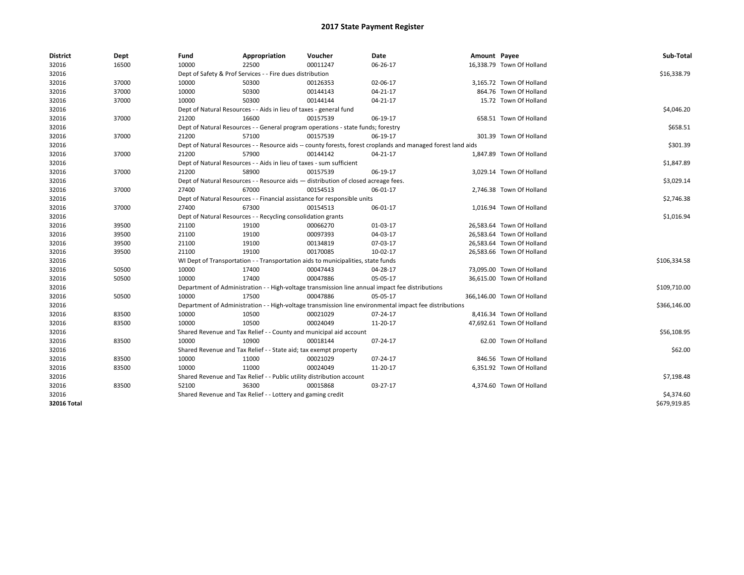# 2017 State Payment Register

| District | Dept | Fund | Appropriation | Voucher | Date | Amount | Payee | Sub-Total |
|---|---|---|---|---|---|---|---|---|
| 32016 | 16500 | 10000 | 22500 | 00011247 | 06-26-17 | 16,338.79 | Town Of Holland | |
| 32016 | | Dept of Safety & Prof Services - - Fire dues distribution | | | | | | $16,338.79 |
| 32016 | 37000 | 10000 | 50300 | 00126353 | 02-06-17 | 3,165.72 | Town Of Holland | |
| 32016 | 37000 | 10000 | 50300 | 00144143 | 04-21-17 | 864.76 | Town Of Holland | |
| 32016 | 37000 | 10000 | 50300 | 00144144 | 04-21-17 | 15.72 | Town Of Holland | |
| 32016 | | Dept of Natural Resources - - Aids in lieu of taxes - general fund | | | | | | $4,046.20 |
| 32016 | 37000 | 21200 | 16600 | 00157539 | 06-19-17 | 658.51 | Town Of Holland | |
| 32016 | | Dept of Natural Resources - - General program operations - state funds; forestry | | | | | | $658.51 |
| 32016 | 37000 | 21200 | 57100 | 00157539 | 06-19-17 | 301.39 | Town Of Holland | |
| 32016 | | Dept of Natural Resources - - Resource aids -- county forests, forest croplands and managed forest land aids | | | | | | $301.39 |
| 32016 | 37000 | 21200 | 57900 | 00144142 | 04-21-17 | 1,847.89 | Town Of Holland | |
| 32016 | | Dept of Natural Resources - - Aids in lieu of taxes - sum sufficient | | | | | | $1,847.89 |
| 32016 | 37000 | 21200 | 58900 | 00157539 | 06-19-17 | 3,029.14 | Town Of Holland | |
| 32016 | | Dept of Natural Resources - - Resource aids — distribution of closed acreage fees. | | | | | | $3,029.14 |
| 32016 | 37000 | 27400 | 67000 | 00154513 | 06-01-17 | 2,746.38 | Town Of Holland | |
| 32016 | | Dept of Natural Resources - - Financial assistance for responsible units | | | | | | $2,746.38 |
| 32016 | 37000 | 27400 | 67300 | 00154513 | 06-01-17 | 1,016.94 | Town Of Holland | |
| 32016 | | Dept of Natural Resources - - Recycling consolidation grants | | | | | | $1,016.94 |
| 32016 | 39500 | 21100 | 19100 | 00066270 | 01-03-17 | 26,583.64 | Town Of Holland | |
| 32016 | 39500 | 21100 | 19100 | 00097393 | 04-03-17 | 26,583.64 | Town Of Holland | |
| 32016 | 39500 | 21100 | 19100 | 00134819 | 07-03-17 | 26,583.64 | Town Of Holland | |
| 32016 | 39500 | 21100 | 19100 | 00170085 | 10-02-17 | 26,583.66 | Town Of Holland | |
| 32016 | | WI Dept of Transportation - - Transportation aids to municipalities, state funds | | | | | | $106,334.58 |
| 32016 | 50500 | 10000 | 17400 | 00047443 | 04-28-17 | 73,095.00 | Town Of Holland | |
| 32016 | 50500 | 10000 | 17400 | 00047886 | 05-05-17 | 36,615.00 | Town Of Holland | |
| 32016 | | Department of Administration - - High-voltage transmission line annual impact fee distributions | | | | | | $109,710.00 |
| 32016 | 50500 | 10000 | 17500 | 00047886 | 05-05-17 | 366,146.00 | Town Of Holland | |
| 32016 | | Department of Administration - - High-voltage transmission line environmental impact fee distributions | | | | | | $366,146.00 |
| 32016 | 83500 | 10000 | 10500 | 00021029 | 07-24-17 | 8,416.34 | Town Of Holland | |
| 32016 | 83500 | 10000 | 10500 | 00024049 | 11-20-17 | 47,692.61 | Town Of Holland | |
| 32016 | | Shared Revenue and Tax Relief - - County and municipal aid account | | | | | | $56,108.95 |
| 32016 | 83500 | 10000 | 10900 | 00018144 | 07-24-17 | 62.00 | Town Of Holland | |
| 32016 | | Shared Revenue and Tax Relief - - State aid; tax exempt property | | | | | | $62.00 |
| 32016 | 83500 | 10000 | 11000 | 00021029 | 07-24-17 | 846.56 | Town Of Holland | |
| 32016 | 83500 | 10000 | 11000 | 00024049 | 11-20-17 | 6,351.92 | Town Of Holland | |
| 32016 | | Shared Revenue and Tax Relief - - Public utility distribution account | | | | | | $7,198.48 |
| 32016 | 83500 | 52100 | 36300 | 00015868 | 03-27-17 | 4,374.60 | Town Of Holland | |
| 32016 | | Shared Revenue and Tax Relief - - Lottery and gaming credit | | | | | | $4,374.60 |
| **32016 Total** | | | | | | | | $679,919.85 |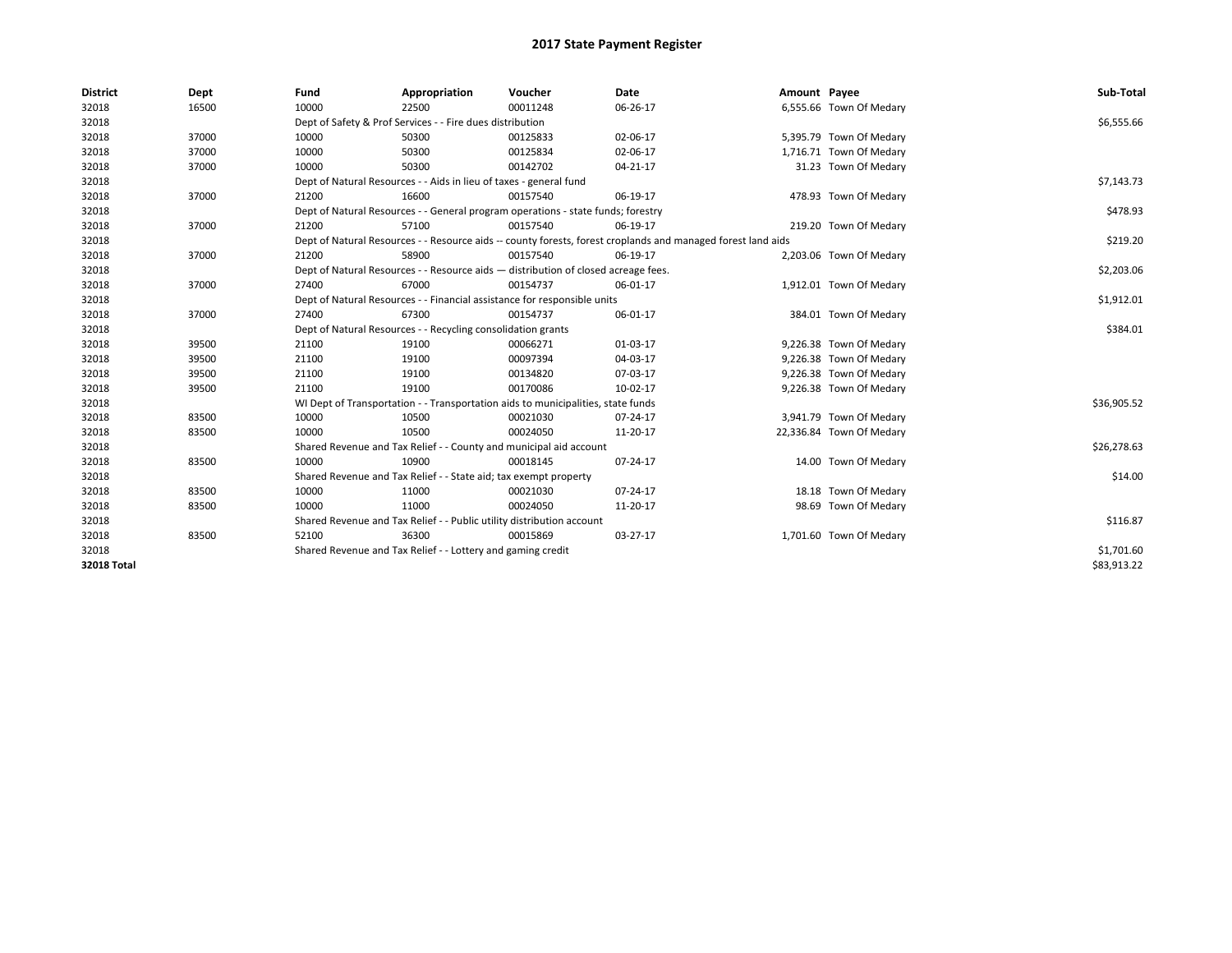# 2017 State Payment Register

| District | Dept | Fund | Appropriation | Voucher | Date | Amount | Payee | Sub-Total |
|---|---|---|---|---|---|---|---|---|
| 32018 | 16500 | 10000 | 22500 | 00011248 | 06-26-17 | 6,555.66 | Town Of Medary | |
| 32018 | | Dept of Safety & Prof Services - - Fire dues distribution | | | | | | $6,555.66 |
| 32018 | 37000 | 10000 | 50300 | 00125833 | 02-06-17 | 5,395.79 | Town Of Medary | |
| 32018 | 37000 | 10000 | 50300 | 00125834 | 02-06-17 | 1,716.71 | Town Of Medary | |
| 32018 | 37000 | 10000 | 50300 | 00142702 | 04-21-17 | 31.23 | Town Of Medary | |
| 32018 | | Dept of Natural Resources - - Aids in lieu of taxes - general fund | | | | | | $7,143.73 |
| 32018 | 37000 | 21200 | 16600 | 00157540 | 06-19-17 | 478.93 | Town Of Medary | |
| 32018 | | Dept of Natural Resources - - General program operations - state funds; forestry | | | | | | $478.93 |
| 32018 | 37000 | 21200 | 57100 | 00157540 | 06-19-17 | 219.20 | Town Of Medary | |
| 32018 | | Dept of Natural Resources - - Resource aids -- county forests, forest croplands and managed forest land aids | | | | | | $219.20 |
| 32018 | 37000 | 21200 | 58900 | 00157540 | 06-19-17 | 2,203.06 | Town Of Medary | |
| 32018 | | Dept of Natural Resources - - Resource aids — distribution of closed acreage fees. | | | | | | $2,203.06 |
| 32018 | 37000 | 27400 | 67000 | 00154737 | 06-01-17 | 1,912.01 | Town Of Medary | |
| 32018 | | Dept of Natural Resources - - Financial assistance for responsible units | | | | | | $1,912.01 |
| 32018 | 37000 | 27400 | 67300 | 00154737 | 06-01-17 | 384.01 | Town Of Medary | |
| 32018 | | Dept of Natural Resources - - Recycling consolidation grants | | | | | | $384.01 |
| 32018 | 39500 | 21100 | 19100 | 00066271 | 01-03-17 | 9,226.38 | Town Of Medary | |
| 32018 | 39500 | 21100 | 19100 | 00097394 | 04-03-17 | 9,226.38 | Town Of Medary | |
| 32018 | 39500 | 21100 | 19100 | 00134820 | 07-03-17 | 9,226.38 | Town Of Medary | |
| 32018 | 39500 | 21100 | 19100 | 00170086 | 10-02-17 | 9,226.38 | Town Of Medary | |
| 32018 | | WI Dept of Transportation - - Transportation aids to municipalities, state funds | | | | | | $36,905.52 |
| 32018 | 83500 | 10000 | 10500 | 00021030 | 07-24-17 | 3,941.79 | Town Of Medary | |
| 32018 | 83500 | 10000 | 10500 | 00024050 | 11-20-17 | 22,336.84 | Town Of Medary | |
| 32018 | | Shared Revenue and Tax Relief - - County and municipal aid account | | | | | | $26,278.63 |
| 32018 | 83500 | 10000 | 10900 | 00018145 | 07-24-17 | 14.00 | Town Of Medary | |
| 32018 | | Shared Revenue and Tax Relief - - State aid; tax exempt property | | | | | | $14.00 |
| 32018 | 83500 | 10000 | 11000 | 00021030 | 07-24-17 | 18.18 | Town Of Medary | |
| 32018 | 83500 | 10000 | 11000 | 00024050 | 11-20-17 | 98.69 | Town Of Medary | |
| 32018 | | Shared Revenue and Tax Relief - - Public utility distribution account | | | | | | $116.87 |
| 32018 | 83500 | 52100 | 36300 | 00015869 | 03-27-17 | 1,701.60 | Town Of Medary | |
| 32018 | | Shared Revenue and Tax Relief - - Lottery and gaming credit | | | | | | $1,701.60 |
| **32018 Total** | | | | | | | | $83,913.22 |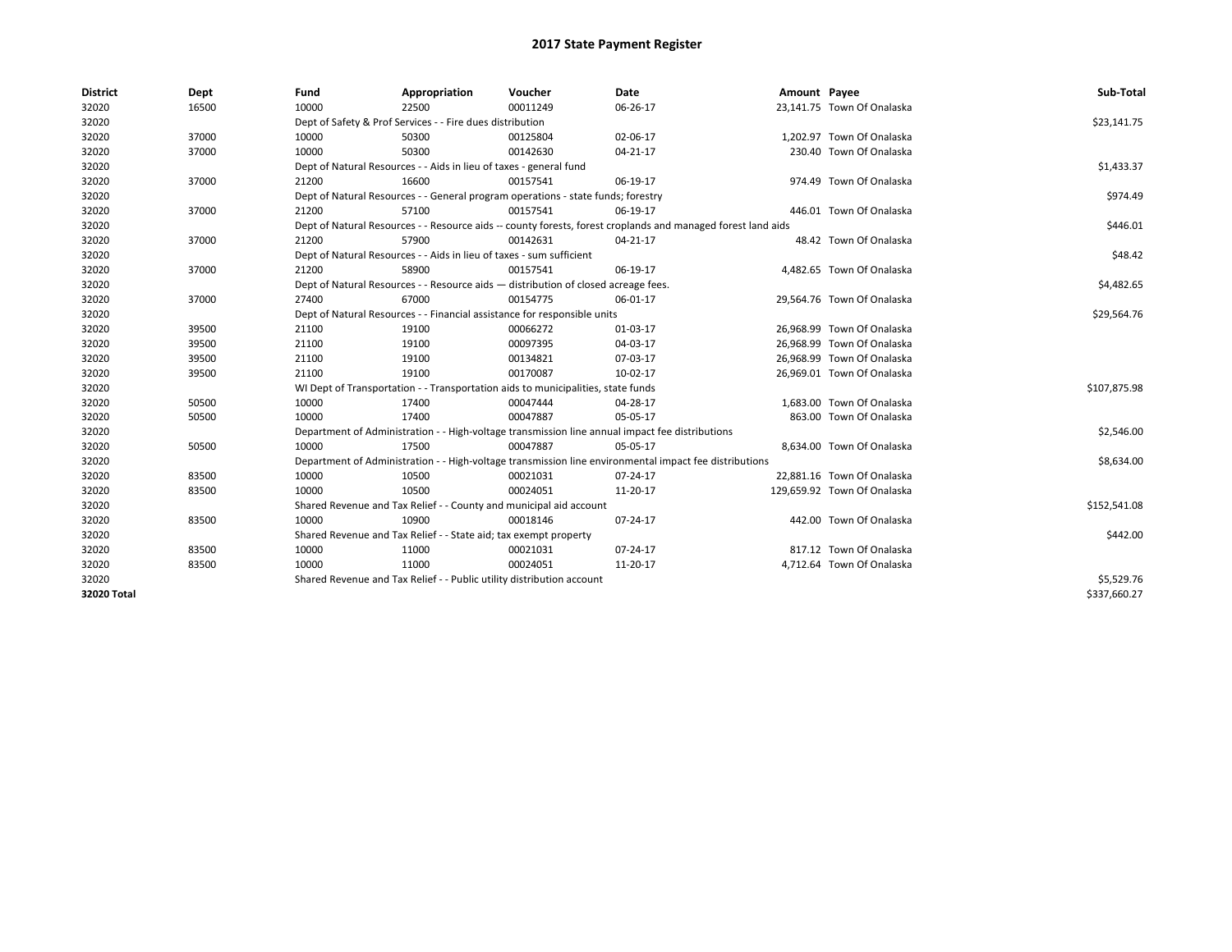# 2017 State Payment Register

| District | Dept | Fund | Appropriation | Voucher | Date | Amount | Payee | Sub-Total |
|---|---|---|---|---|---|---|---|---|
| 32020 | 16500 | 10000 | 22500 | 00011249 | 06-26-17 | 23,141.75 | Town Of Onalaska | |
| 32020 | | Dept of Safety & Prof Services - - Fire dues distribution | | | | | | $23,141.75 |
| 32020 | 37000 | 10000 | 50300 | 00125804 | 02-06-17 | 1,202.97 | Town Of Onalaska | |
| 32020 | 37000 | 10000 | 50300 | 00142630 | 04-21-17 | 230.40 | Town Of Onalaska | |
| 32020 | | Dept of Natural Resources - - Aids in lieu of taxes - general fund | | | | | | $1,433.37 |
| 32020 | 37000 | 21200 | 16600 | 00157541 | 06-19-17 | 974.49 | Town Of Onalaska | |
| 32020 | | Dept of Natural Resources - - General program operations - state funds; forestry | | | | | | $974.49 |
| 32020 | 37000 | 21200 | 57100 | 00157541 | 06-19-17 | 446.01 | Town Of Onalaska | |
| 32020 | | Dept of Natural Resources - - Resource aids -- county forests, forest croplands and managed forest land aids | | | | | | $446.01 |
| 32020 | 37000 | 21200 | 57900 | 00142631 | 04-21-17 | 48.42 | Town Of Onalaska | |
| 32020 | | Dept of Natural Resources - - Aids in lieu of taxes - sum sufficient | | | | | | $48.42 |
| 32020 | 37000 | 21200 | 58900 | 00157541 | 06-19-17 | 4,482.65 | Town Of Onalaska | |
| 32020 | | Dept of Natural Resources - - Resource aids — distribution of closed acreage fees. | | | | | | $4,482.65 |
| 32020 | 37000 | 27400 | 67000 | 00154775 | 06-01-17 | 29,564.76 | Town Of Onalaska | |
| 32020 | | Dept of Natural Resources - - Financial assistance for responsible units | | | | | | $29,564.76 |
| 32020 | 39500 | 21100 | 19100 | 00066272 | 01-03-17 | 26,968.99 | Town Of Onalaska | |
| 32020 | 39500 | 21100 | 19100 | 00097395 | 04-03-17 | 26,968.99 | Town Of Onalaska | |
| 32020 | 39500 | 21100 | 19100 | 00134821 | 07-03-17 | 26,968.99 | Town Of Onalaska | |
| 32020 | 39500 | 21100 | 19100 | 00170087 | 10-02-17 | 26,969.01 | Town Of Onalaska | |
| 32020 | | WI Dept of Transportation - - Transportation aids to municipalities, state funds | | | | | | $107,875.98 |
| 32020 | 50500 | 10000 | 17400 | 00047444 | 04-28-17 | 1,683.00 | Town Of Onalaska | |
| 32020 | 50500 | 10000 | 17400 | 00047887 | 05-05-17 | 863.00 | Town Of Onalaska | |
| 32020 | | Department of Administration - - High-voltage transmission line annual impact fee distributions | | | | | | $2,546.00 |
| 32020 | 50500 | 10000 | 17500 | 00047887 | 05-05-17 | 8,634.00 | Town Of Onalaska | |
| 32020 | | Department of Administration - - High-voltage transmission line environmental impact fee distributions | | | | | | $8,634.00 |
| 32020 | 83500 | 10000 | 10500 | 00021031 | 07-24-17 | 22,881.16 | Town Of Onalaska | |
| 32020 | 83500 | 10000 | 10500 | 00024051 | 11-20-17 | 129,659.92 | Town Of Onalaska | |
| 32020 | | Shared Revenue and Tax Relief - - County and municipal aid account | | | | | | $152,541.08 |
| 32020 | 83500 | 10000 | 10900 | 00018146 | 07-24-17 | 442.00 | Town Of Onalaska | |
| 32020 | | Shared Revenue and Tax Relief - - State aid; tax exempt property | | | | | | $442.00 |
| 32020 | 83500 | 10000 | 11000 | 00021031 | 07-24-17 | 817.12 | Town Of Onalaska | |
| 32020 | 83500 | 10000 | 11000 | 00024051 | 11-20-17 | 4,712.64 | Town Of Onalaska | |
| 32020 | | Shared Revenue and Tax Relief - - Public utility distribution account | | | | | | $5,529.76 |
| **32020 Total** | | | | | | | | $337,660.27 |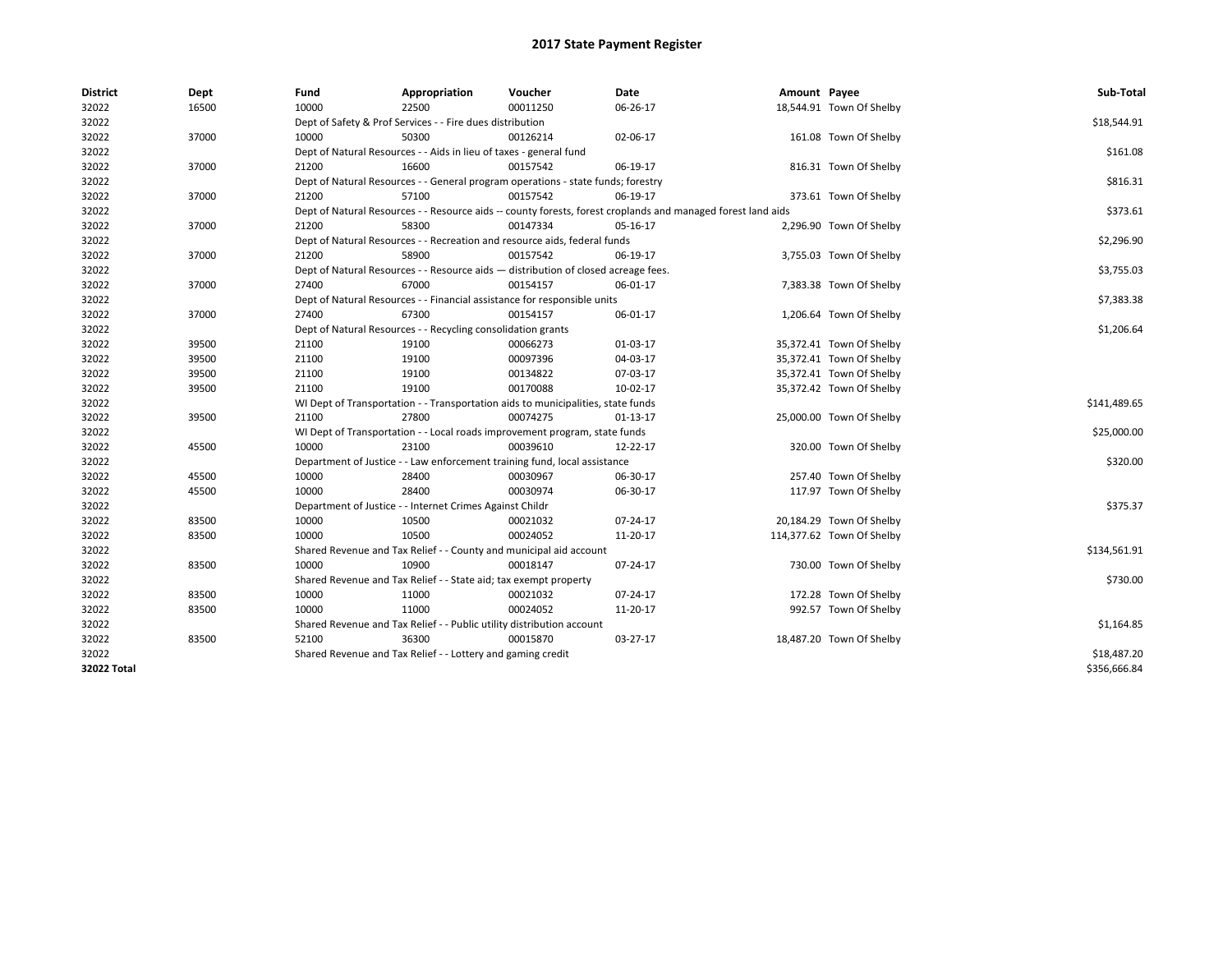# 2017 State Payment Register

| District | Dept | Fund | Appropriation | Voucher | Date | Amount | Payee | Sub-Total |
|---|---|---|---|---|---|---|---|---|
| 32022 | 16500 | 10000 | 22500 | 00011250 | 06-26-17 | 18,544.91 | Town Of Shelby | |
| 32022 | | Dept of Safety & Prof Services - - Fire dues distribution | | | | | | $18,544.91 |
| 32022 | 37000 | 10000 | 50300 | 00126214 | 02-06-17 | 161.08 | Town Of Shelby | |
| 32022 | | Dept of Natural Resources - - Aids in lieu of taxes - general fund | | | | | | $161.08 |
| 32022 | 37000 | 21200 | 16600 | 00157542 | 06-19-17 | 816.31 | Town Of Shelby | |
| 32022 | | Dept of Natural Resources - - General program operations - state funds; forestry | | | | | | $816.31 |
| 32022 | 37000 | 21200 | 57100 | 00157542 | 06-19-17 | 373.61 | Town Of Shelby | |
| 32022 | | Dept of Natural Resources - - Resource aids -- county forests, forest croplands and managed forest land aids | | | | | | $373.61 |
| 32022 | 37000 | 21200 | 58300 | 00147334 | 05-16-17 | 2,296.90 | Town Of Shelby | |
| 32022 | | Dept of Natural Resources - - Recreation and resource aids, federal funds | | | | | | $2,296.90 |
| 32022 | 37000 | 21200 | 58900 | 00157542 | 06-19-17 | 3,755.03 | Town Of Shelby | |
| 32022 | | Dept of Natural Resources - - Resource aids — distribution of closed acreage fees. | | | | | | $3,755.03 |
| 32022 | 37000 | 27400 | 67000 | 00154157 | 06-01-17 | 7,383.38 | Town Of Shelby | |
| 32022 | | Dept of Natural Resources - - Financial assistance for responsible units | | | | | | $7,383.38 |
| 32022 | 37000 | 27400 | 67300 | 00154157 | 06-01-17 | 1,206.64 | Town Of Shelby | |
| 32022 | | Dept of Natural Resources - - Recycling consolidation grants | | | | | | $1,206.64 |
| 32022 | 39500 | 21100 | 19100 | 00066273 | 01-03-17 | 35,372.41 | Town Of Shelby | |
| 32022 | 39500 | 21100 | 19100 | 00097396 | 04-03-17 | 35,372.41 | Town Of Shelby | |
| 32022 | 39500 | 21100 | 19100 | 00134822 | 07-03-17 | 35,372.41 | Town Of Shelby | |
| 32022 | 39500 | 21100 | 19100 | 00170088 | 10-02-17 | 35,372.42 | Town Of Shelby | |
| 32022 | | WI Dept of Transportation - - Transportation aids to municipalities, state funds | | | | | | $141,489.65 |
| 32022 | 39500 | 21100 | 27800 | 00074275 | 01-13-17 | 25,000.00 | Town Of Shelby | |
| 32022 | | WI Dept of Transportation - - Local roads improvement program, state funds | | | | | | $25,000.00 |
| 32022 | 45500 | 10000 | 23100 | 00039610 | 12-22-17 | 320.00 | Town Of Shelby | |
| 32022 | | Department of Justice - - Law enforcement training fund, local assistance | | | | | | $320.00 |
| 32022 | 45500 | 10000 | 28400 | 00030967 | 06-30-17 | 257.40 | Town Of Shelby | |
| 32022 | 45500 | 10000 | 28400 | 00030974 | 06-30-17 | 117.97 | Town Of Shelby | |
| 32022 | | Department of Justice - - Internet Crimes Against Childr | | | | | | $375.37 |
| 32022 | 83500 | 10000 | 10500 | 00021032 | 07-24-17 | 20,184.29 | Town Of Shelby | |
| 32022 | 83500 | 10000 | 10500 | 00024052 | 11-20-17 | 114,377.62 | Town Of Shelby | |
| 32022 | | Shared Revenue and Tax Relief - - County and municipal aid account | | | | | | $134,561.91 |
| 32022 | 83500 | 10000 | 10900 | 00018147 | 07-24-17 | 730.00 | Town Of Shelby | |
| 32022 | | Shared Revenue and Tax Relief - - State aid; tax exempt property | | | | | | $730.00 |
| 32022 | 83500 | 10000 | 11000 | 00021032 | 07-24-17 | 172.28 | Town Of Shelby | |
| 32022 | 83500 | 10000 | 11000 | 00024052 | 11-20-17 | 992.57 | Town Of Shelby | |
| 32022 | | Shared Revenue and Tax Relief - - Public utility distribution account | | | | | | $1,164.85 |
| 32022 | 83500 | 52100 | 36300 | 00015870 | 03-27-17 | 18,487.20 | Town Of Shelby | |
| 32022 | | Shared Revenue and Tax Relief - - Lottery and gaming credit | | | | | | $18,487.20 |
| **32022 Total** | | | | | | | | $356,666.84 |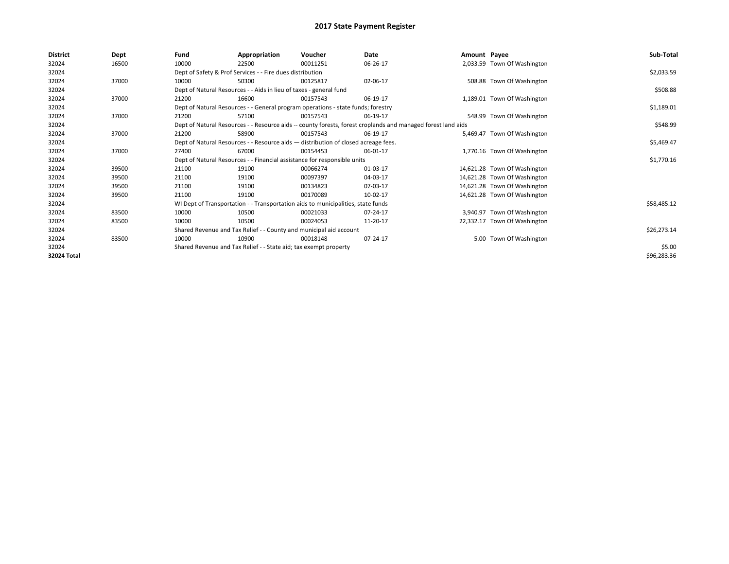# 2017 State Payment Register

| District | Dept | Fund | Appropriation | Voucher | Date | Amount | Payee | Sub-Total |
| --- | --- | --- | --- | --- | --- | --- | --- | --- |
| 32024 | 16500 | 10000 | 22500 | 00011251 | 06-26-17 | 2,033.59 | Town Of Washington | |
| 32024 | | Dept of Safety & Prof Services - - Fire dues distribution | | | | | | $2,033.59 |
| 32024 | 37000 | 10000 | 50300 | 00125817 | 02-06-17 | 508.88 | Town Of Washington | |
| 32024 | | Dept of Natural Resources - - Aids in lieu of taxes - general fund | | | | | | $508.88 |
| 32024 | 37000 | 21200 | 16600 | 00157543 | 06-19-17 | 1,189.01 | Town Of Washington | |
| 32024 | | Dept of Natural Resources - - General program operations - state funds; forestry | | | | | | $1,189.01 |
| 32024 | 37000 | 21200 | 57100 | 00157543 | 06-19-17 | 548.99 | Town Of Washington | |
| 32024 | | Dept of Natural Resources - - Resource aids -- county forests, forest croplands and managed forest land aids | | | | | | $548.99 |
| 32024 | 37000 | 21200 | 58900 | 00157543 | 06-19-17 | 5,469.47 | Town Of Washington | |
| 32024 | | Dept of Natural Resources - - Resource aids — distribution of closed acreage fees. | | | | | | $5,469.47 |
| 32024 | 37000 | 27400 | 67000 | 00154453 | 06-01-17 | 1,770.16 | Town Of Washington | |
| 32024 | | Dept of Natural Resources - - Financial assistance for responsible units | | | | | | $1,770.16 |
| 32024 | 39500 | 21100 | 19100 | 00066274 | 01-03-17 | 14,621.28 | Town Of Washington | |
| 32024 | 39500 | 21100 | 19100 | 00097397 | 04-03-17 | 14,621.28 | Town Of Washington | |
| 32024 | 39500 | 21100 | 19100 | 00134823 | 07-03-17 | 14,621.28 | Town Of Washington | |
| 32024 | 39500 | 21100 | 19100 | 00170089 | 10-02-17 | 14,621.28 | Town Of Washington | |
| 32024 | | WI Dept of Transportation - - Transportation aids to municipalities, state funds | | | | | | $58,485.12 |
| 32024 | 83500 | 10000 | 10500 | 00021033 | 07-24-17 | 3,940.97 | Town Of Washington | |
| 32024 | 83500 | 10000 | 10500 | 00024053 | 11-20-17 | 22,332.17 | Town Of Washington | |
| 32024 | | Shared Revenue and Tax Relief - - County and municipal aid account | | | | | | $26,273.14 |
| 32024 | 83500 | 10000 | 10900 | 00018148 | 07-24-17 | 5.00 | Town Of Washington | |
| 32024 | | Shared Revenue and Tax Relief - - State aid; tax exempt property | | | | | | $5.00 |
| 32024 Total | | | | | | | | $96,283.36 |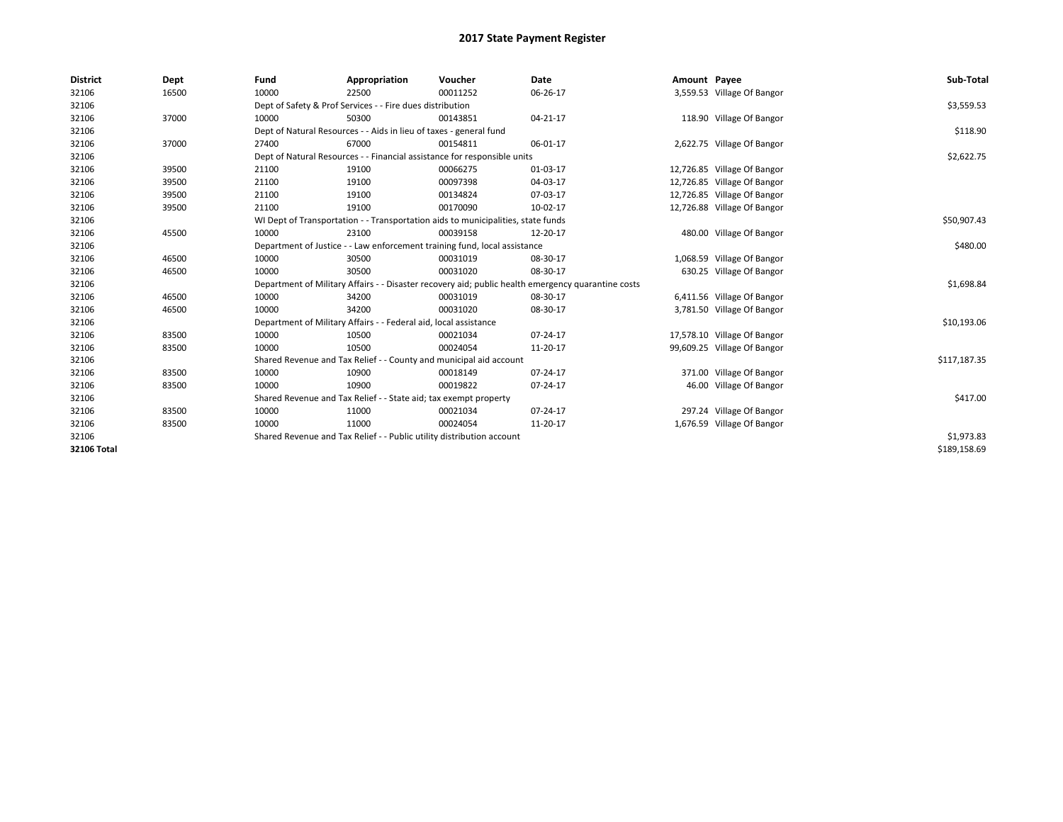# 2017 State Payment Register

| District | Dept | Fund | Appropriation | Voucher | Date | Amount | Payee | Sub-Total |
|---|---|---|---|---|---|---|---|---|
| 32106 | 16500 | 10000 | 22500 | 00011252 | 06-26-17 | 3,559.53 | Village Of Bangor | |
| 32106 | | Dept of Safety & Prof Services - - Fire dues distribution | | | | | | $3,559.53 |
| 32106 | 37000 | 10000 | 50300 | 00143851 | 04-21-17 | 118.90 | Village Of Bangor | |
| 32106 | | Dept of Natural Resources - - Aids in lieu of taxes - general fund | | | | | | $118.90 |
| 32106 | 37000 | 27400 | 67000 | 00154811 | 06-01-17 | 2,622.75 | Village Of Bangor | |
| 32106 | | Dept of Natural Resources - - Financial assistance for responsible units | | | | | | $2,622.75 |
| 32106 | 39500 | 21100 | 19100 | 00066275 | 01-03-17 | 12,726.85 | Village Of Bangor | |
| 32106 | 39500 | 21100 | 19100 | 00097398 | 04-03-17 | 12,726.85 | Village Of Bangor | |
| 32106 | 39500 | 21100 | 19100 | 00134824 | 07-03-17 | 12,726.85 | Village Of Bangor | |
| 32106 | 39500 | 21100 | 19100 | 00170090 | 10-02-17 | 12,726.88 | Village Of Bangor | |
| 32106 | | WI Dept of Transportation - - Transportation aids to municipalities, state funds | | | | | | $50,907.43 |
| 32106 | 45500 | 10000 | 23100 | 00039158 | 12-20-17 | 480.00 | Village Of Bangor | |
| 32106 | | Department of Justice - - Law enforcement training fund, local assistance | | | | | | $480.00 |
| 32106 | 46500 | 10000 | 30500 | 00031019 | 08-30-17 | 1,068.59 | Village Of Bangor | |
| 32106 | 46500 | 10000 | 30500 | 00031020 | 08-30-17 | 630.25 | Village Of Bangor | |
| 32106 | | Department of Military Affairs - - Disaster recovery aid; public health emergency quarantine costs | | | | | | $1,698.84 |
| 32106 | 46500 | 10000 | 34200 | 00031019 | 08-30-17 | 6,411.56 | Village Of Bangor | |
| 32106 | 46500 | 10000 | 34200 | 00031020 | 08-30-17 | 3,781.50 | Village Of Bangor | |
| 32106 | | Department of Military Affairs - - Federal aid, local assistance | | | | | | $10,193.06 |
| 32106 | 83500 | 10000 | 10500 | 00021034 | 07-24-17 | 17,578.10 | Village Of Bangor | |
| 32106 | 83500 | 10000 | 10500 | 00024054 | 11-20-17 | 99,609.25 | Village Of Bangor | |
| 32106 | | Shared Revenue and Tax Relief - - County and municipal aid account | | | | | | $117,187.35 |
| 32106 | 83500 | 10000 | 10900 | 00018149 | 07-24-17 | 371.00 | Village Of Bangor | |
| 32106 | 83500 | 10000 | 10900 | 00019822 | 07-24-17 | 46.00 | Village Of Bangor | |
| 32106 | | Shared Revenue and Tax Relief - - State aid; tax exempt property | | | | | | $417.00 |
| 32106 | 83500 | 10000 | 11000 | 00021034 | 07-24-17 | 297.24 | Village Of Bangor | |
| 32106 | 83500 | 10000 | 11000 | 00024054 | 11-20-17 | 1,676.59 | Village Of Bangor | |
| 32106 | | Shared Revenue and Tax Relief - - Public utility distribution account | | | | | | $1,973.83 |
| **32106 Total** | | | | | | | | $189,158.69 |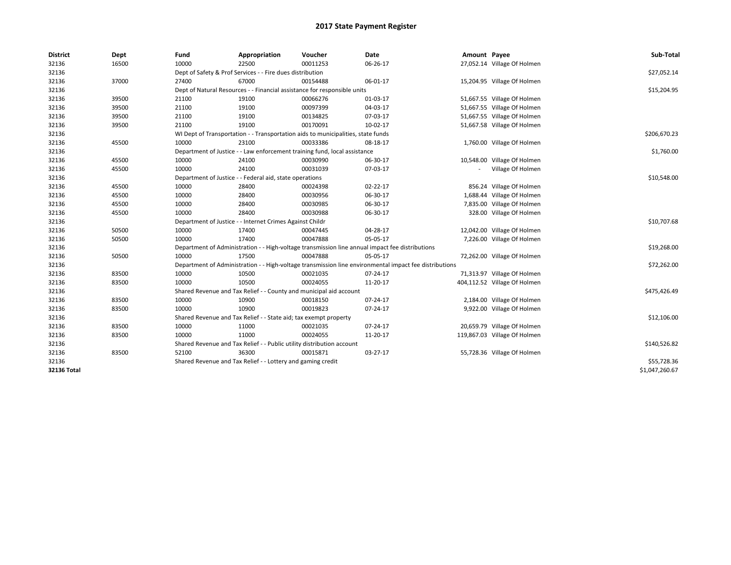# 2017 State Payment Register

| District | Dept | Fund | Appropriation | Voucher | Date | Amount | Payee | Sub-Total |
|---|---|---|---|---|---|---|---|---|
| 32136 | 16500 | 10000 | 22500 | 00011253 | 06-26-17 | 27,052.14 | Village Of Holmen | |
| 32136 | | Dept of Safety & Prof Services - - Fire dues distribution | | | | | | $27,052.14 |
| 32136 | 37000 | 27400 | 67000 | 00154488 | 06-01-17 | 15,204.95 | Village Of Holmen | |
| 32136 | | Dept of Natural Resources - - Financial assistance for responsible units | | | | | | $15,204.95 |
| 32136 | 39500 | 21100 | 19100 | 00066276 | 01-03-17 | 51,667.55 | Village Of Holmen | |
| 32136 | 39500 | 21100 | 19100 | 00097399 | 04-03-17 | 51,667.55 | Village Of Holmen | |
| 32136 | 39500 | 21100 | 19100 | 00134825 | 07-03-17 | 51,667.55 | Village Of Holmen | |
| 32136 | 39500 | 21100 | 19100 | 00170091 | 10-02-17 | 51,667.58 | Village Of Holmen | |
| 32136 | | WI Dept of Transportation - - Transportation aids to municipalities, state funds | | | | | | $206,670.23 |
| 32136 | 45500 | 10000 | 23100 | 00033386 | 08-18-17 | 1,760.00 | Village Of Holmen | |
| 32136 | | Department of Justice - - Law enforcement training fund, local assistance | | | | | | $1,760.00 |
| 32136 | 45500 | 10000 | 24100 | 00030990 | 06-30-17 | 10,548.00 | Village Of Holmen | |
| 32136 | 45500 | 10000 | 24100 | 00031039 | 07-03-17 | - | Village Of Holmen | |
| 32136 | | Department of Justice - - Federal aid, state operations | | | | | | $10,548.00 |
| 32136 | 45500 | 10000 | 28400 | 00024398 | 02-22-17 | 856.24 | Village Of Holmen | |
| 32136 | 45500 | 10000 | 28400 | 00030956 | 06-30-17 | 1,688.44 | Village Of Holmen | |
| 32136 | 45500 | 10000 | 28400 | 00030985 | 06-30-17 | 7,835.00 | Village Of Holmen | |
| 32136 | 45500 | 10000 | 28400 | 00030988 | 06-30-17 | 328.00 | Village Of Holmen | |
| 32136 | | Department of Justice - - Internet Crimes Against Childr | | | | | | $10,707.68 |
| 32136 | 50500 | 10000 | 17400 | 00047445 | 04-28-17 | 12,042.00 | Village Of Holmen | |
| 32136 | 50500 | 10000 | 17400 | 00047888 | 05-05-17 | 7,226.00 | Village Of Holmen | |
| 32136 | | Department of Administration - - High-voltage transmission line annual impact fee distributions | | | | | | $19,268.00 |
| 32136 | 50500 | 10000 | 17500 | 00047888 | 05-05-17 | 72,262.00 | Village Of Holmen | |
| 32136 | | Department of Administration - - High-voltage transmission line environmental impact fee distributions | | | | | | $72,262.00 |
| 32136 | 83500 | 10000 | 10500 | 00021035 | 07-24-17 | 71,313.97 | Village Of Holmen | |
| 32136 | 83500 | 10000 | 10500 | 00024055 | 11-20-17 | 404,112.52 | Village Of Holmen | |
| 32136 | | Shared Revenue and Tax Relief - - County and municipal aid account | | | | | | $475,426.49 |
| 32136 | 83500 | 10000 | 10900 | 00018150 | 07-24-17 | 2,184.00 | Village Of Holmen | |
| 32136 | 83500 | 10000 | 10900 | 00019823 | 07-24-17 | 9,922.00 | Village Of Holmen | |
| 32136 | | Shared Revenue and Tax Relief - - State aid; tax exempt property | | | | | | $12,106.00 |
| 32136 | 83500 | 10000 | 11000 | 00021035 | 07-24-17 | 20,659.79 | Village Of Holmen | |
| 32136 | 83500 | 10000 | 11000 | 00024055 | 11-20-17 | 119,867.03 | Village Of Holmen | |
| 32136 | | Shared Revenue and Tax Relief - - Public utility distribution account | | | | | | $140,526.82 |
| 32136 | 83500 | 52100 | 36300 | 00015871 | 03-27-17 | 55,728.36 | Village Of Holmen | |
| 32136 | | Shared Revenue and Tax Relief - - Lottery and gaming credit | | | | | | $55,728.36 |
| **32136 Total** | | | | | | | | $1,047,260.67 |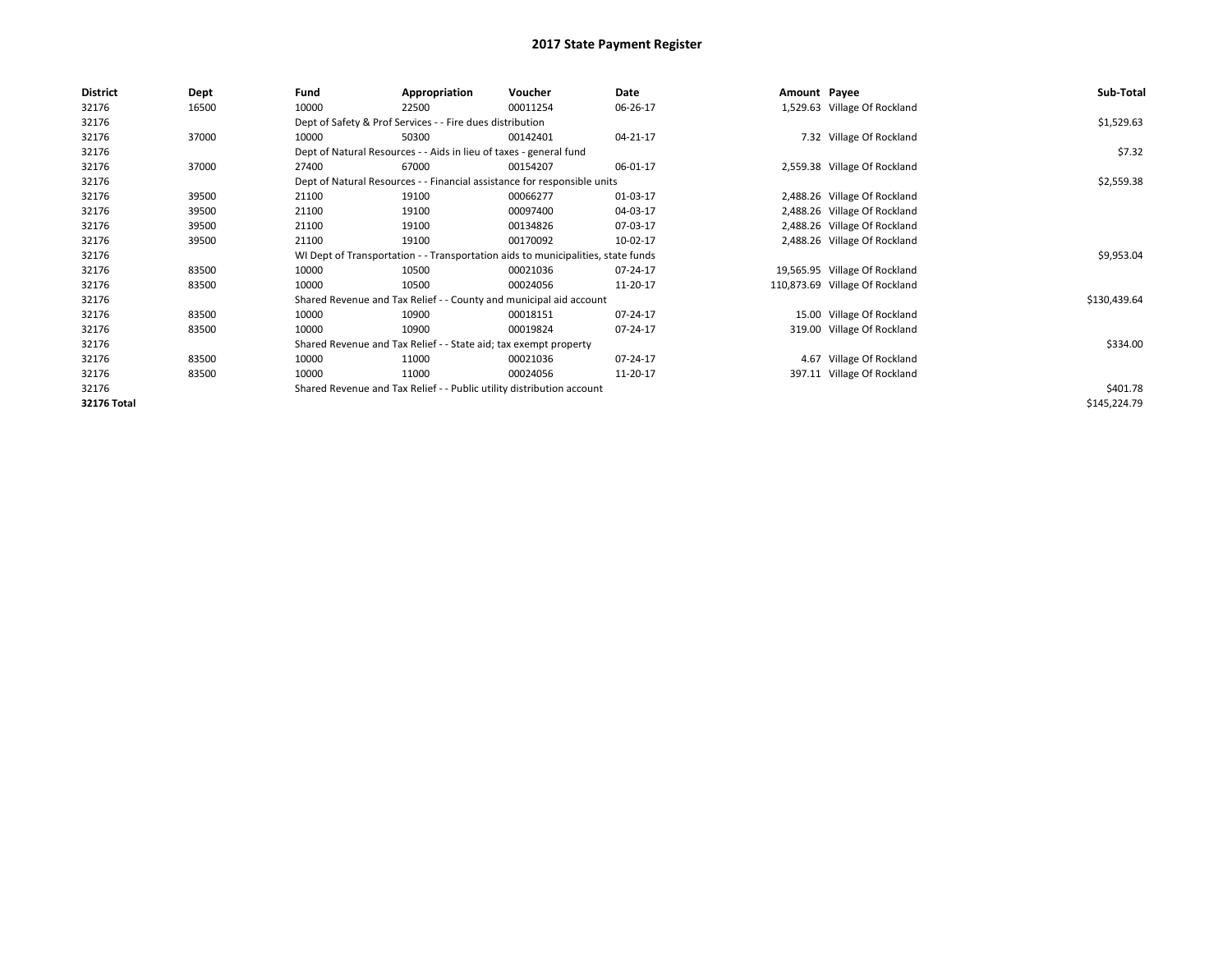# 2017 State Payment Register

| District | Dept | Fund | Appropriation | Voucher | Date | Amount | Payee | Sub-Total |
|---|---|---|---|---|---|---|---|---|
| 32176 | 16500 | 10000 | 22500 | 00011254 | 06-26-17 | 1,529.63 | Village Of Rockland | |
| 32176 | | Dept of Safety & Prof Services - - Fire dues distribution | | | | | | $1,529.63 |
| 32176 | 37000 | 10000 | 50300 | 00142401 | 04-21-17 | 7.32 | Village Of Rockland | |
| 32176 | | Dept of Natural Resources - - Aids in lieu of taxes - general fund | | | | | | $7.32 |
| 32176 | 37000 | 27400 | 67000 | 00154207 | 06-01-17 | 2,559.38 | Village Of Rockland | |
| 32176 | | Dept of Natural Resources - - Financial assistance for responsible units | | | | | | $2,559.38 |
| 32176 | 39500 | 21100 | 19100 | 00066277 | 01-03-17 | 2,488.26 | Village Of Rockland | |
| 32176 | 39500 | 21100 | 19100 | 00097400 | 04-03-17 | 2,488.26 | Village Of Rockland | |
| 32176 | 39500 | 21100 | 19100 | 00134826 | 07-03-17 | 2,488.26 | Village Of Rockland | |
| 32176 | 39500 | 21100 | 19100 | 00170092 | 10-02-17 | 2,488.26 | Village Of Rockland | |
| 32176 | | WI Dept of Transportation - - Transportation aids to municipalities, state funds | | | | | | $9,953.04 |
| 32176 | 83500 | 10000 | 10500 | 00021036 | 07-24-17 | 19,565.95 | Village Of Rockland | |
| 32176 | 83500 | 10000 | 10500 | 00024056 | 11-20-17 | 110,873.69 | Village Of Rockland | |
| 32176 | | Shared Revenue and Tax Relief - - County and municipal aid account | | | | | | $130,439.64 |
| 32176 | 83500 | 10000 | 10900 | 00018151 | 07-24-17 | 15.00 | Village Of Rockland | |
| 32176 | 83500 | 10000 | 10900 | 00019824 | 07-24-17 | 319.00 | Village Of Rockland | |
| 32176 | | Shared Revenue and Tax Relief - - State aid; tax exempt property | | | | | | $334.00 |
| 32176 | 83500 | 10000 | 11000 | 00021036 | 07-24-17 | 4.67 | Village Of Rockland | |
| 32176 | 83500 | 10000 | 11000 | 00024056 | 11-20-17 | 397.11 | Village Of Rockland | |
| 32176 | | Shared Revenue and Tax Relief - - Public utility distribution account | | | | | | $401.78 |
| **32176 Total** | | | | | | | | $145,224.79 |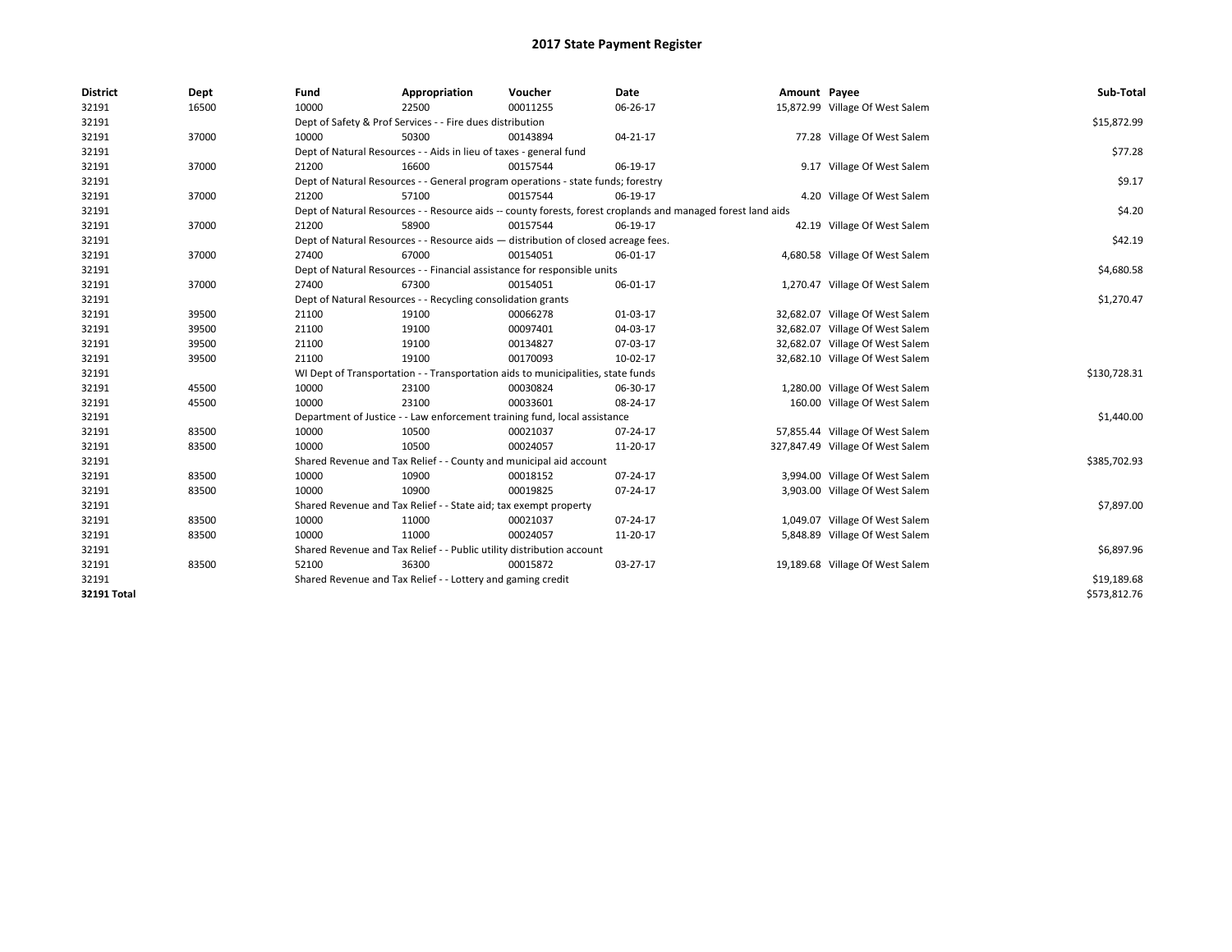# 2017 State Payment Register

| District | Dept | Fund | Appropriation | Voucher | Date | Amount | Payee | Sub-Total |
|---|---|---|---|---|---|---|---|---|
| 32191 | 16500 | 10000 | 22500 | 00011255 | 06-26-17 | 15,872.99 | Village Of West Salem | |
| 32191 | | Dept of Safety & Prof Services - - Fire dues distribution | | | | | | $15,872.99 |
| 32191 | 37000 | 10000 | 50300 | 00143894 | 04-21-17 | 77.28 | Village Of West Salem | |
| 32191 | | Dept of Natural Resources - - Aids in lieu of taxes - general fund | | | | | | $77.28 |
| 32191 | 37000 | 21200 | 16600 | 00157544 | 06-19-17 | 9.17 | Village Of West Salem | |
| 32191 | | Dept of Natural Resources - - General program operations - state funds; forestry | | | | | | $9.17 |
| 32191 | 37000 | 21200 | 57100 | 00157544 | 06-19-17 | 4.20 | Village Of West Salem | |
| 32191 | | Dept of Natural Resources - - Resource aids -- county forests, forest croplands and managed forest land aids | | | | | | $4.20 |
| 32191 | 37000 | 21200 | 58900 | 00157544 | 06-19-17 | 42.19 | Village Of West Salem | |
| 32191 | | Dept of Natural Resources - - Resource aids — distribution of closed acreage fees. | | | | | | $42.19 |
| 32191 | 37000 | 27400 | 67000 | 00154051 | 06-01-17 | 4,680.58 | Village Of West Salem | |
| 32191 | | Dept of Natural Resources - - Financial assistance for responsible units | | | | | | $4,680.58 |
| 32191 | 37000 | 27400 | 67300 | 00154051 | 06-01-17 | 1,270.47 | Village Of West Salem | |
| 32191 | | Dept of Natural Resources - - Recycling consolidation grants | | | | | | $1,270.47 |
| 32191 | 39500 | 21100 | 19100 | 00066278 | 01-03-17 | 32,682.07 | Village Of West Salem | |
| 32191 | 39500 | 21100 | 19100 | 00097401 | 04-03-17 | 32,682.07 | Village Of West Salem | |
| 32191 | 39500 | 21100 | 19100 | 00134827 | 07-03-17 | 32,682.07 | Village Of West Salem | |
| 32191 | 39500 | 21100 | 19100 | 00170093 | 10-02-17 | 32,682.10 | Village Of West Salem | |
| 32191 | | WI Dept of Transportation - - Transportation aids to municipalities, state funds | | | | | | $130,728.31 |
| 32191 | 45500 | 10000 | 23100 | 00030824 | 06-30-17 | 1,280.00 | Village Of West Salem | |
| 32191 | 45500 | 10000 | 23100 | 00033601 | 08-24-17 | 160.00 | Village Of West Salem | |
| 32191 | | Department of Justice - - Law enforcement training fund, local assistance | | | | | | $1,440.00 |
| 32191 | 83500 | 10000 | 10500 | 00021037 | 07-24-17 | 57,855.44 | Village Of West Salem | |
| 32191 | 83500 | 10000 | 10500 | 00024057 | 11-20-17 | 327,847.49 | Village Of West Salem | |
| 32191 | | Shared Revenue and Tax Relief - - County and municipal aid account | | | | | | $385,702.93 |
| 32191 | 83500 | 10000 | 10900 | 00018152 | 07-24-17 | 3,994.00 | Village Of West Salem | |
| 32191 | 83500 | 10000 | 10900 | 00019825 | 07-24-17 | 3,903.00 | Village Of West Salem | |
| 32191 | | Shared Revenue and Tax Relief - - State aid; tax exempt property | | | | | | $7,897.00 |
| 32191 | 83500 | 10000 | 11000 | 00021037 | 07-24-17 | 1,049.07 | Village Of West Salem | |
| 32191 | 83500 | 10000 | 11000 | 00024057 | 11-20-17 | 5,848.89 | Village Of West Salem | |
| 32191 | | Shared Revenue and Tax Relief - - Public utility distribution account | | | | | | $6,897.96 |
| 32191 | 83500 | 52100 | 36300 | 00015872 | 03-27-17 | 19,189.68 | Village Of West Salem | |
| 32191 | | Shared Revenue and Tax Relief - - Lottery and gaming credit | | | | | | $19,189.68 |
| **32191 Total** | | | | | | | | $573,812.76 |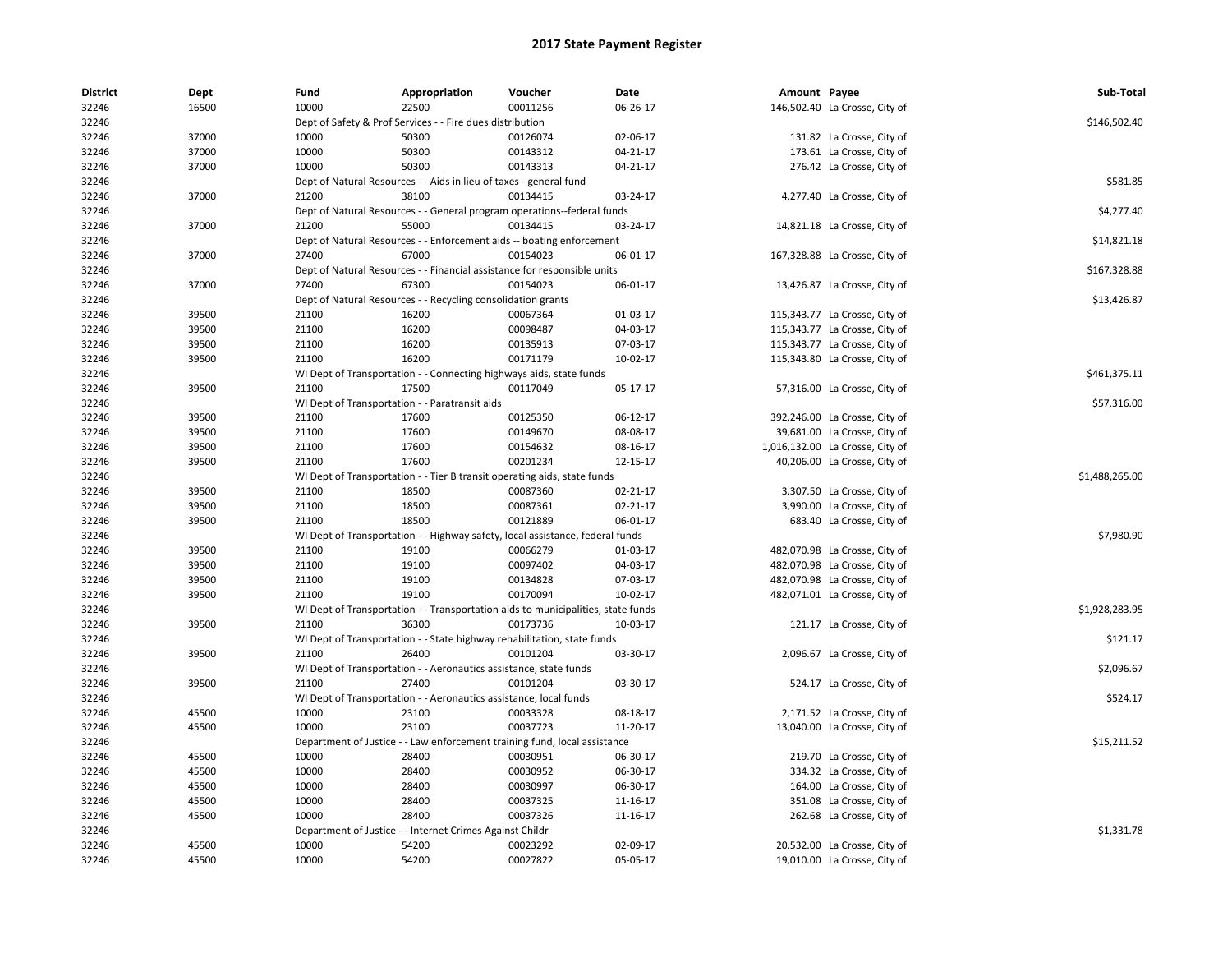# 2017 State Payment Register

| District | Dept | Fund | Appropriation | Voucher | Date | Amount | Payee | Sub-Total |
|---|---|---|---|---|---|---|---|---|
| 32246 | 16500 | 10000 | 22500 | 00011256 | 06-26-17 | 146,502.40 | La Crosse, City of | |
| 32246 | | Dept of Safety & Prof Services - - Fire dues distribution | | | | | | $146,502.40 |
| 32246 | 37000 | 10000 | 50300 | 00126074 | 02-06-17 | 131.82 | La Crosse, City of | |
| 32246 | 37000 | 10000 | 50300 | 00143312 | 04-21-17 | 173.61 | La Crosse, City of | |
| 32246 | 37000 | 10000 | 50300 | 00143313 | 04-21-17 | 276.42 | La Crosse, City of | |
| 32246 | | Dept of Natural Resources - - Aids in lieu of taxes - general fund | | | | | | $581.85 |
| 32246 | 37000 | 21200 | 38100 | 00134415 | 03-24-17 | 4,277.40 | La Crosse, City of | |
| 32246 | | Dept of Natural Resources - - General program operations--federal funds | | | | | | $4,277.40 |
| 32246 | 37000 | 21200 | 55000 | 00134415 | 03-24-17 | 14,821.18 | La Crosse, City of | |
| 32246 | | Dept of Natural Resources - - Enforcement aids -- boating enforcement | | | | | | $14,821.18 |
| 32246 | 37000 | 27400 | 67000 | 00154023 | 06-01-17 | 167,328.88 | La Crosse, City of | |
| 32246 | | Dept of Natural Resources - - Financial assistance for responsible units | | | | | | $167,328.88 |
| 32246 | 37000 | 27400 | 67300 | 00154023 | 06-01-17 | 13,426.87 | La Crosse, City of | |
| 32246 | | Dept of Natural Resources - - Recycling consolidation grants | | | | | | $13,426.87 |
| 32246 | 39500 | 21100 | 16200 | 00067364 | 01-03-17 | 115,343.77 | La Crosse, City of | |
| 32246 | 39500 | 21100 | 16200 | 00098487 | 04-03-17 | 115,343.77 | La Crosse, City of | |
| 32246 | 39500 | 21100 | 16200 | 00135913 | 07-03-17 | 115,343.77 | La Crosse, City of | |
| 32246 | 39500 | 21100 | 16200 | 00171179 | 10-02-17 | 115,343.80 | La Crosse, City of | |
| 32246 | | WI Dept of Transportation - - Connecting highways aids, state funds | | | | | | $461,375.11 |
| 32246 | 39500 | 21100 | 17500 | 00117049 | 05-17-17 | 57,316.00 | La Crosse, City of | |
| 32246 | | WI Dept of Transportation - - Paratransit aids | | | | | | $57,316.00 |
| 32246 | 39500 | 21100 | 17600 | 00125350 | 06-12-17 | 392,246.00 | La Crosse, City of | |
| 32246 | 39500 | 21100 | 17600 | 00149670 | 08-08-17 | 39,681.00 | La Crosse, City of | |
| 32246 | 39500 | 21100 | 17600 | 00154632 | 08-16-17 | 1,016,132.00 | La Crosse, City of | |
| 32246 | 39500 | 21100 | 17600 | 00201234 | 12-15-17 | 40,206.00 | La Crosse, City of | |
| 32246 | | WI Dept of Transportation - - Tier B transit operating aids, state funds | | | | | | $1,488,265.00 |
| 32246 | 39500 | 21100 | 18500 | 00087360 | 02-21-17 | 3,307.50 | La Crosse, City of | |
| 32246 | 39500 | 21100 | 18500 | 00087361 | 02-21-17 | 3,990.00 | La Crosse, City of | |
| 32246 | 39500 | 21100 | 18500 | 00121889 | 06-01-17 | 683.40 | La Crosse, City of | |
| 32246 | | WI Dept of Transportation - - Highway safety, local assistance, federal funds | | | | | | $7,980.90 |
| 32246 | 39500 | 21100 | 19100 | 00066279 | 01-03-17 | 482,070.98 | La Crosse, City of | |
| 32246 | 39500 | 21100 | 19100 | 00097402 | 04-03-17 | 482,070.98 | La Crosse, City of | |
| 32246 | 39500 | 21100 | 19100 | 00134828 | 07-03-17 | 482,070.98 | La Crosse, City of | |
| 32246 | 39500 | 21100 | 19100 | 00170094 | 10-02-17 | 482,071.01 | La Crosse, City of | |
| 32246 | | WI Dept of Transportation - - Transportation aids to municipalities, state funds | | | | | | $1,928,283.95 |
| 32246 | 39500 | 21100 | 36300 | 00173736 | 10-03-17 | 121.17 | La Crosse, City of | |
| 32246 | | WI Dept of Transportation - - State highway rehabilitation, state funds | | | | | | $121.17 |
| 32246 | 39500 | 21100 | 26400 | 00101204 | 03-30-17 | 2,096.67 | La Crosse, City of | |
| 32246 | | WI Dept of Transportation - - Aeronautics assistance, state funds | | | | | | $2,096.67 |
| 32246 | 39500 | 21100 | 27400 | 00101204 | 03-30-17 | 524.17 | La Crosse, City of | |
| 32246 | | WI Dept of Transportation - - Aeronautics assistance, local funds | | | | | | $524.17 |
| 32246 | 45500 | 10000 | 23100 | 00033328 | 08-18-17 | 2,171.52 | La Crosse, City of | |
| 32246 | 45500 | 10000 | 23100 | 00037723 | 11-20-17 | 13,040.00 | La Crosse, City of | |
| 32246 | | Department of Justice - - Law enforcement training fund, local assistance | | | | | | $15,211.52 |
| 32246 | 45500 | 10000 | 28400 | 00030951 | 06-30-17 | 219.70 | La Crosse, City of | |
| 32246 | 45500 | 10000 | 28400 | 00030952 | 06-30-17 | 334.32 | La Crosse, City of | |
| 32246 | 45500 | 10000 | 28400 | 00030997 | 06-30-17 | 164.00 | La Crosse, City of | |
| 32246 | 45500 | 10000 | 28400 | 00037325 | 11-16-17 | 351.08 | La Crosse, City of | |
| 32246 | 45500 | 10000 | 28400 | 00037326 | 11-16-17 | 262.68 | La Crosse, City of | |
| 32246 | | Department of Justice - - Internet Crimes Against Childr | | | | | | $1,331.78 |
| 32246 | 45500 | 10000 | 54200 | 00023292 | 02-09-17 | 20,532.00 | La Crosse, City of | |
| 32246 | 45500 | 10000 | 54200 | 00027822 | 05-05-17 | 19,010.00 | La Crosse, City of | |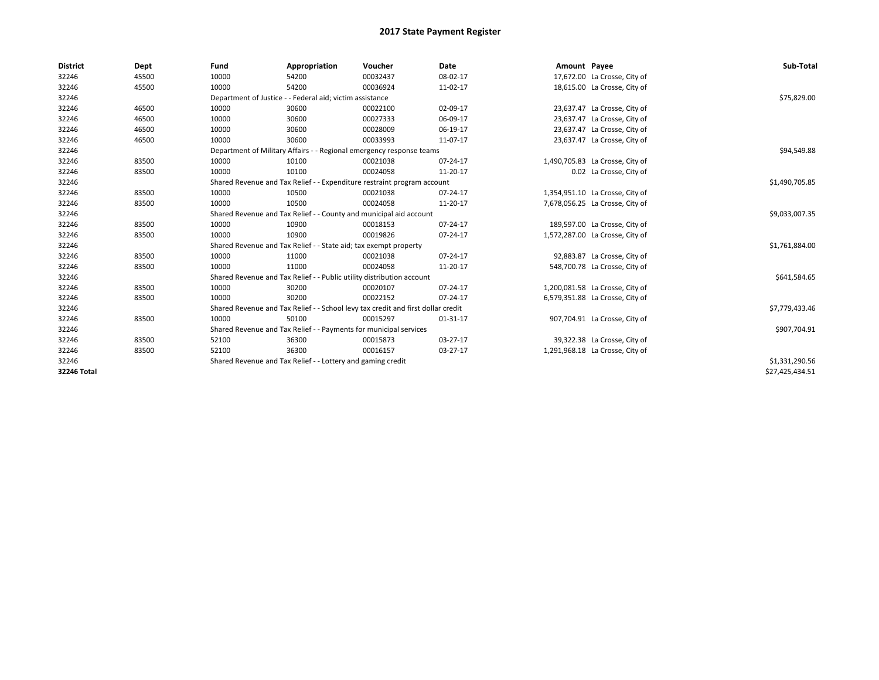# 2017 State Payment Register

| District | Dept | Fund | Appropriation | Voucher | Date | Amount | Payee | Sub-Total |
|---|---|---|---|---|---|---|---|---|
| 32246 | 45500 | 10000 | 54200 | 00032437 | 08-02-17 | 17,672.00 | La Crosse, City of | |
| 32246 | 45500 | 10000 | 54200 | 00036924 | 11-02-17 | 18,615.00 | La Crosse, City of | |
| 32246 | | Department of Justice - - Federal aid; victim assistance | | | | | | $75,829.00 |
| 32246 | 46500 | 10000 | 30600 | 00022100 | 02-09-17 | 23,637.47 | La Crosse, City of | |
| 32246 | 46500 | 10000 | 30600 | 00027333 | 06-09-17 | 23,637.47 | La Crosse, City of | |
| 32246 | 46500 | 10000 | 30600 | 00028009 | 06-19-17 | 23,637.47 | La Crosse, City of | |
| 32246 | 46500 | 10000 | 30600 | 00033993 | 11-07-17 | 23,637.47 | La Crosse, City of | |
| 32246 | | Department of Military Affairs - - Regional emergency response teams | | | | | | $94,549.88 |
| 32246 | 83500 | 10000 | 10100 | 00021038 | 07-24-17 | 1,490,705.83 | La Crosse, City of | |
| 32246 | 83500 | 10000 | 10100 | 00024058 | 11-20-17 | 0.02 | La Crosse, City of | |
| 32246 | | Shared Revenue and Tax Relief - - Expenditure restraint program account | | | | | | $1,490,705.85 |
| 32246 | 83500 | 10000 | 10500 | 00021038 | 07-24-17 | 1,354,951.10 | La Crosse, City of | |
| 32246 | 83500 | 10000 | 10500 | 00024058 | 11-20-17 | 7,678,056.25 | La Crosse, City of | |
| 32246 | | Shared Revenue and Tax Relief - - County and municipal aid account | | | | | | $9,033,007.35 |
| 32246 | 83500 | 10000 | 10900 | 00018153 | 07-24-17 | 189,597.00 | La Crosse, City of | |
| 32246 | 83500 | 10000 | 10900 | 00019826 | 07-24-17 | 1,572,287.00 | La Crosse, City of | |
| 32246 | | Shared Revenue and Tax Relief - - State aid; tax exempt property | | | | | | $1,761,884.00 |
| 32246 | 83500 | 10000 | 11000 | 00021038 | 07-24-17 | 92,883.87 | La Crosse, City of | |
| 32246 | 83500 | 10000 | 11000 | 00024058 | 11-20-17 | 548,700.78 | La Crosse, City of | |
| 32246 | | Shared Revenue and Tax Relief - - Public utility distribution account | | | | | | $641,584.65 |
| 32246 | 83500 | 10000 | 30200 | 00020107 | 07-24-17 | 1,200,081.58 | La Crosse, City of | |
| 32246 | 83500 | 10000 | 30200 | 00022152 | 07-24-17 | 6,579,351.88 | La Crosse, City of | |
| 32246 | | Shared Revenue and Tax Relief - - School levy tax credit and first dollar credit | | | | | | $7,779,433.46 |
| 32246 | 83500 | 10000 | 50100 | 00015297 | 01-31-17 | 907,704.91 | La Crosse, City of | |
| 32246 | | Shared Revenue and Tax Relief - - Payments for municipal services | | | | | | $907,704.91 |
| 32246 | 83500 | 52100 | 36300 | 00015873 | 03-27-17 | 39,322.38 | La Crosse, City of | |
| 32246 | 83500 | 52100 | 36300 | 00016157 | 03-27-17 | 1,291,968.18 | La Crosse, City of | |
| 32246 | | Shared Revenue and Tax Relief - - Lottery and gaming credit | | | | | | $1,331,290.56 |
| **32246 Total** | | | | | | | | $27,425,434.51 |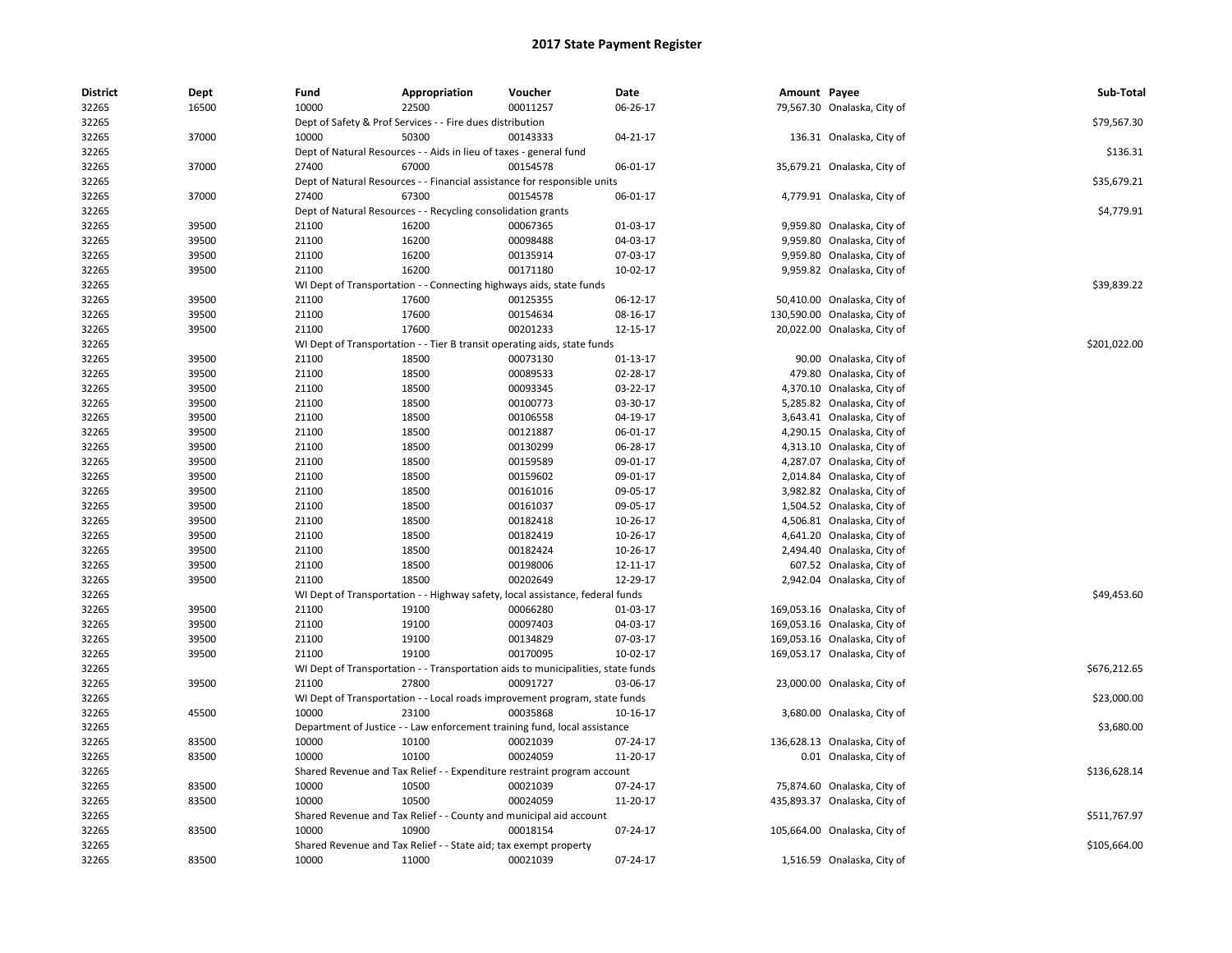# 2017 State Payment Register

| District | Dept | Fund | Appropriation | Voucher | Date | Amount | Payee | Sub-Total |
|---|---|---|---|---|---|---|---|---|
| 32265 | 16500 | 10000 | 22500 | 00011257 | 06-26-17 | 79,567.30 | Onalaska, City of | |
| 32265 | | Dept of Safety & Prof Services - - Fire dues distribution | | | | | | $79,567.30 |
| 32265 | 37000 | 10000 | 50300 | 00143333 | 04-21-17 | 136.31 | Onalaska, City of | |
| 32265 | | Dept of Natural Resources - - Aids in lieu of taxes - general fund | | | | | | $136.31 |
| 32265 | 37000 | 27400 | 67000 | 00154578 | 06-01-17 | 35,679.21 | Onalaska, City of | |
| 32265 | | Dept of Natural Resources - - Financial assistance for responsible units | | | | | | $35,679.21 |
| 32265 | 37000 | 27400 | 67300 | 00154578 | 06-01-17 | 4,779.91 | Onalaska, City of | |
| 32265 | | Dept of Natural Resources - - Recycling consolidation grants | | | | | | $4,779.91 |
| 32265 | 39500 | 21100 | 16200 | 00067365 | 01-03-17 | 9,959.80 | Onalaska, City of | |
| 32265 | 39500 | 21100 | 16200 | 00098488 | 04-03-17 | 9,959.80 | Onalaska, City of | |
| 32265 | 39500 | 21100 | 16200 | 00135914 | 07-03-17 | 9,959.80 | Onalaska, City of | |
| 32265 | 39500 | 21100 | 16200 | 00171180 | 10-02-17 | 9,959.82 | Onalaska, City of | |
| 32265 | | WI Dept of Transportation - - Connecting highways aids, state funds | | | | | | $39,839.22 |
| 32265 | 39500 | 21100 | 17600 | 00125355 | 06-12-17 | 50,410.00 | Onalaska, City of | |
| 32265 | 39500 | 21100 | 17600 | 00154634 | 08-16-17 | 130,590.00 | Onalaska, City of | |
| 32265 | 39500 | 21100 | 17600 | 00201233 | 12-15-17 | 20,022.00 | Onalaska, City of | |
| 32265 | | WI Dept of Transportation - - Tier B transit operating aids, state funds | | | | | | $201,022.00 |
| 32265 | 39500 | 21100 | 18500 | 00073130 | 01-13-17 | 90.00 | Onalaska, City of | |
| 32265 | 39500 | 21100 | 18500 | 00089533 | 02-28-17 | 479.80 | Onalaska, City of | |
| 32265 | 39500 | 21100 | 18500 | 00093345 | 03-22-17 | 4,370.10 | Onalaska, City of | |
| 32265 | 39500 | 21100 | 18500 | 00100773 | 03-30-17 | 5,285.82 | Onalaska, City of | |
| 32265 | 39500 | 21100 | 18500 | 00106558 | 04-19-17 | 3,643.41 | Onalaska, City of | |
| 32265 | 39500 | 21100 | 18500 | 00121887 | 06-01-17 | 4,290.15 | Onalaska, City of | |
| 32265 | 39500 | 21100 | 18500 | 00130299 | 06-28-17 | 4,313.10 | Onalaska, City of | |
| 32265 | 39500 | 21100 | 18500 | 00159589 | 09-01-17 | 4,287.07 | Onalaska, City of | |
| 32265 | 39500 | 21100 | 18500 | 00159602 | 09-01-17 | 2,014.84 | Onalaska, City of | |
| 32265 | 39500 | 21100 | 18500 | 00161016 | 09-05-17 | 3,982.82 | Onalaska, City of | |
| 32265 | 39500 | 21100 | 18500 | 00161037 | 09-05-17 | 1,504.52 | Onalaska, City of | |
| 32265 | 39500 | 21100 | 18500 | 00182418 | 10-26-17 | 4,506.81 | Onalaska, City of | |
| 32265 | 39500 | 21100 | 18500 | 00182419 | 10-26-17 | 4,641.20 | Onalaska, City of | |
| 32265 | 39500 | 21100 | 18500 | 00182424 | 10-26-17 | 2,494.40 | Onalaska, City of | |
| 32265 | 39500 | 21100 | 18500 | 00198006 | 12-11-17 | 607.52 | Onalaska, City of | |
| 32265 | 39500 | 21100 | 18500 | 00202649 | 12-29-17 | 2,942.04 | Onalaska, City of | |
| 32265 | | WI Dept of Transportation - - Highway safety, local assistance, federal funds | | | | | | $49,453.60 |
| 32265 | 39500 | 21100 | 19100 | 00066280 | 01-03-17 | 169,053.16 | Onalaska, City of | |
| 32265 | 39500 | 21100 | 19100 | 00097403 | 04-03-17 | 169,053.16 | Onalaska, City of | |
| 32265 | 39500 | 21100 | 19100 | 00134829 | 07-03-17 | 169,053.16 | Onalaska, City of | |
| 32265 | 39500 | 21100 | 19100 | 00170095 | 10-02-17 | 169,053.17 | Onalaska, City of | |
| 32265 | | WI Dept of Transportation - - Transportation aids to municipalities, state funds | | | | | | $676,212.65 |
| 32265 | 39500 | 21100 | 27800 | 00091727 | 03-06-17 | 23,000.00 | Onalaska, City of | |
| 32265 | | WI Dept of Transportation - - Local roads improvement program, state funds | | | | | | $23,000.00 |
| 32265 | 45500 | 10000 | 23100 | 00035868 | 10-16-17 | 3,680.00 | Onalaska, City of | |
| 32265 | | Department of Justice - - Law enforcement training fund, local assistance | | | | | | $3,680.00 |
| 32265 | 83500 | 10000 | 10100 | 00021039 | 07-24-17 | 136,628.13 | Onalaska, City of | |
| 32265 | 83500 | 10000 | 10100 | 00024059 | 11-20-17 | 0.01 | Onalaska, City of | |
| 32265 | | Shared Revenue and Tax Relief - - Expenditure restraint program account | | | | | | $136,628.14 |
| 32265 | 83500 | 10000 | 10500 | 00021039 | 07-24-17 | 75,874.60 | Onalaska, City of | |
| 32265 | 83500 | 10000 | 10500 | 00024059 | 11-20-17 | 435,893.37 | Onalaska, City of | |
| 32265 | | Shared Revenue and Tax Relief - - County and municipal aid account | | | | | | $511,767.97 |
| 32265 | 83500 | 10000 | 10900 | 00018154 | 07-24-17 | 105,664.00 | Onalaska, City of | |
| 32265 | | Shared Revenue and Tax Relief - - State aid; tax exempt property | | | | | | $105,664.00 |
| 32265 | 83500 | 10000 | 11000 | 00021039 | 07-24-17 | 1,516.59 | Onalaska, City of | |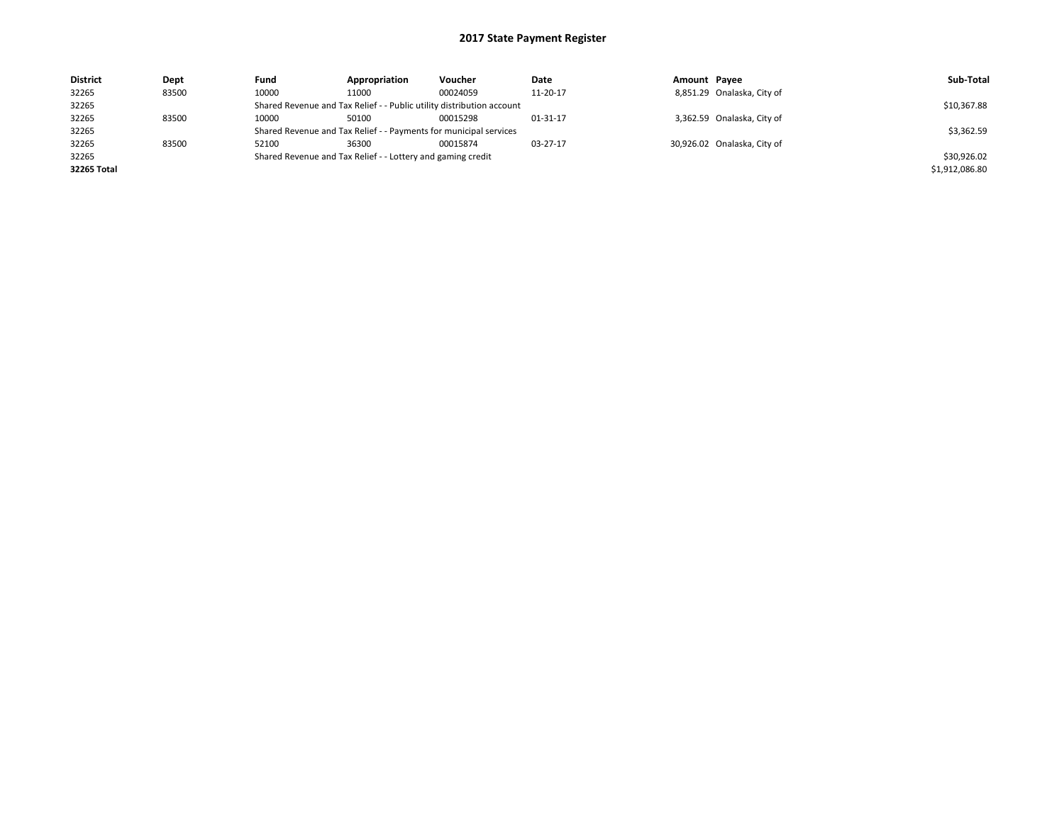## 2017 State Payment Register

| District | Dept | Fund | Appropriation | Voucher | Date | Amount | Payee | Sub-Total |
|---|---|---|---|---|---|---|---|---|
| 32265 | 83500 | 10000 | 11000 | 00024059 | 11-20-17 | 8,851.29 | Onalaska, City of | |
| 32265 | | Shared Revenue and Tax Relief - - Public utility distribution account | | | | | | $10,367.88 |
| 32265 | 83500 | 10000 | 50100 | 00015298 | 01-31-17 | 3,362.59 | Onalaska, City of | |
| 32265 | | Shared Revenue and Tax Relief - - Payments for municipal services | | | | | | $3,362.59 |
| 32265 | 83500 | 52100 | 36300 | 00015874 | 03-27-17 | 30,926.02 | Onalaska, City of | |
| 32265 | | Shared Revenue and Tax Relief - - Lottery and gaming credit | | | | | | $30,926.02 |
| **32265 Total** | | | | | | | | $1,912,086.80 |